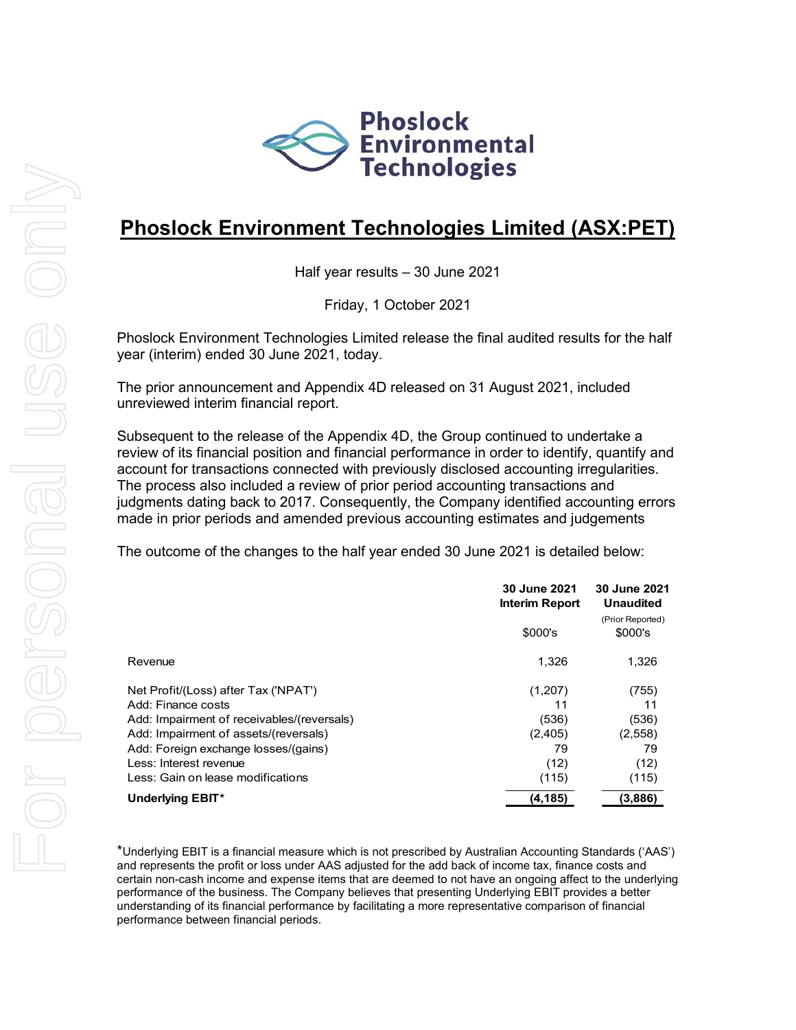# Phoslock Environment Technologies Limited (ASX:PET)

Half year results – 30 June 2021

Friday, 1 October 2021

Phoslock Environment Technologies Limited release the final audited results for the half year (interim) ended 30 June 2021, today.

The prior announcement and Appendix 4D released on 31 August 2021, included unreviewed interim financial report.

Subsequent to the release of the Appendix 4D, the Group continued to undertake a review of its financial position and financial performance in order to identify, quantify and account for transactions connected with previously disclosed accounting irregularities. The process also included a review of prior period accounting transactions and judgments dating back to 2017. Consequently, the Company identified accounting errors made in prior periods and amended previous accounting estimates and judgements

The outcome of the changes to the half year ended 30 June 2021 is detailed below:

| | 30 June 2021 Interim Report $000's | 30 June 2021 Unaudited (Prior Reported) $000's |
|---|---|---|
| Revenue | 1,326 | 1,326 |
| Net Profit/(Loss) after Tax ('NPAT') | (1,207) | (755) |
| Add: Finance costs | 11 | 11 |
| Add: Impairment of receivables/(reversals) | (536) | (536) |
| Add: Impairment of assets/(reversals) | (2,405) | (2,558) |
| Add: Foreign exchange losses/(gains) | 79 | 79 |
| Less: Interest revenue | (12) | (12) |
| Less: Gain on lease modifications | (115) | (115) |
| **Underlying EBIT*** | **(4,185)** | **(3,886)** |

*Underlying EBIT is a financial measure which is not prescribed by Australian Accounting Standards ('AAS') and represents the profit or loss under AAS adjusted for the add back of income tax, finance costs and certain non-cash income and expense items that are deemed to not have an ongoing affect to the underlying performance of the business. The Company believes that presenting Underlying EBIT provides a better understanding of its financial performance by facilitating a more representative comparison of financial performance between financial periods.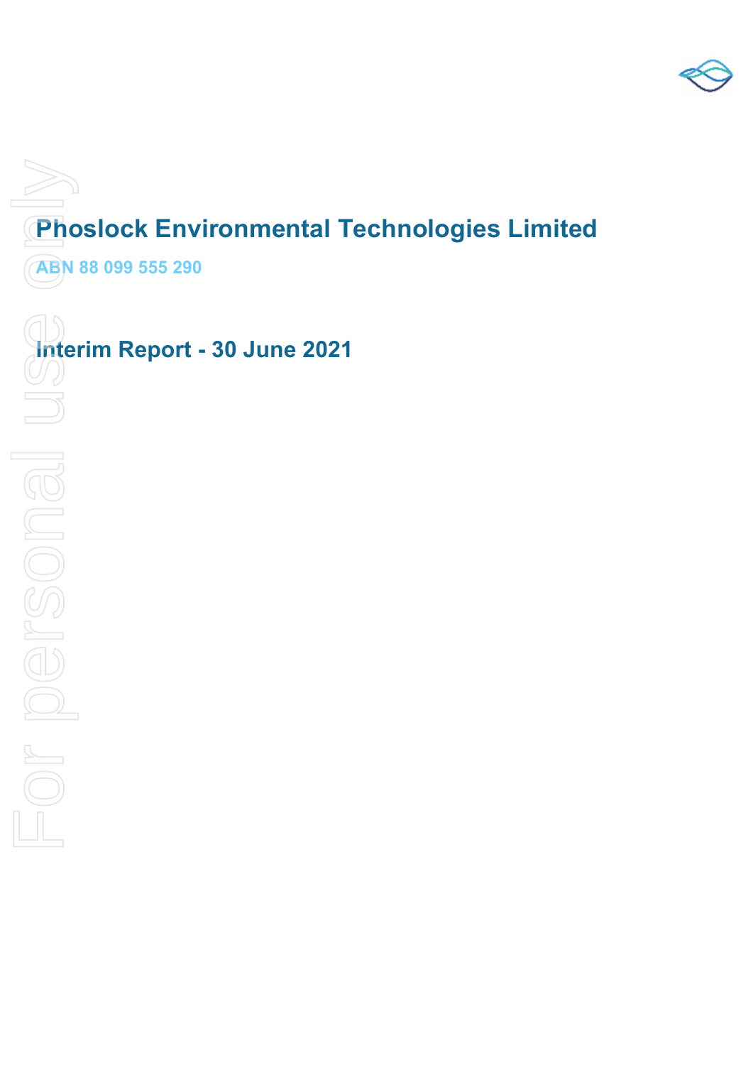# Phoslock Environmental Technologies Limited

ABN 88 099 555 290

# Interim Report - 30 June 2021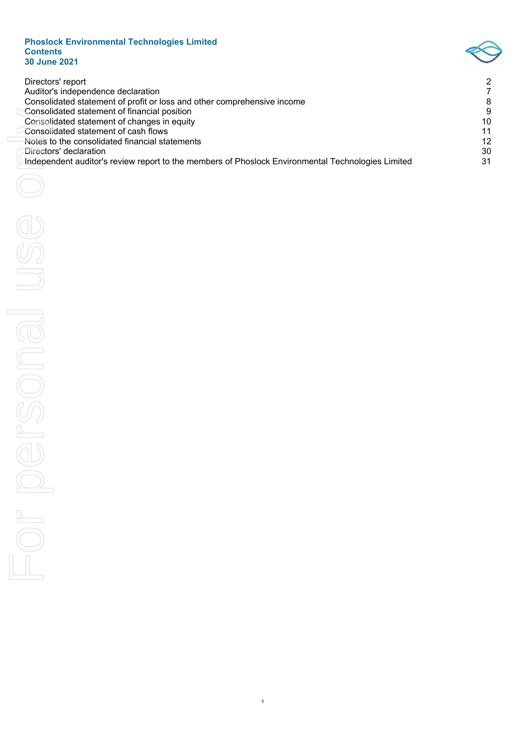# Phoslock Environmental Technologies Limited
## Contents
## 30 June 2021

| | |
|---|---|
| Directors' report | 2 |
| Auditor's independence declaration | 7 |
| Consolidated statement of profit or loss and other comprehensive income | 8 |
| Consolidated statement of financial position | 9 |
| Consolidated statement of changes in equity | 10 |
| Consolidated statement of cash flows | 11 |
| Notes to the consolidated financial statements | 12 |
| Directors' declaration | 30 |
| Independent auditor's review report to the members of Phoslock Environmental Technologies Limited | 31 |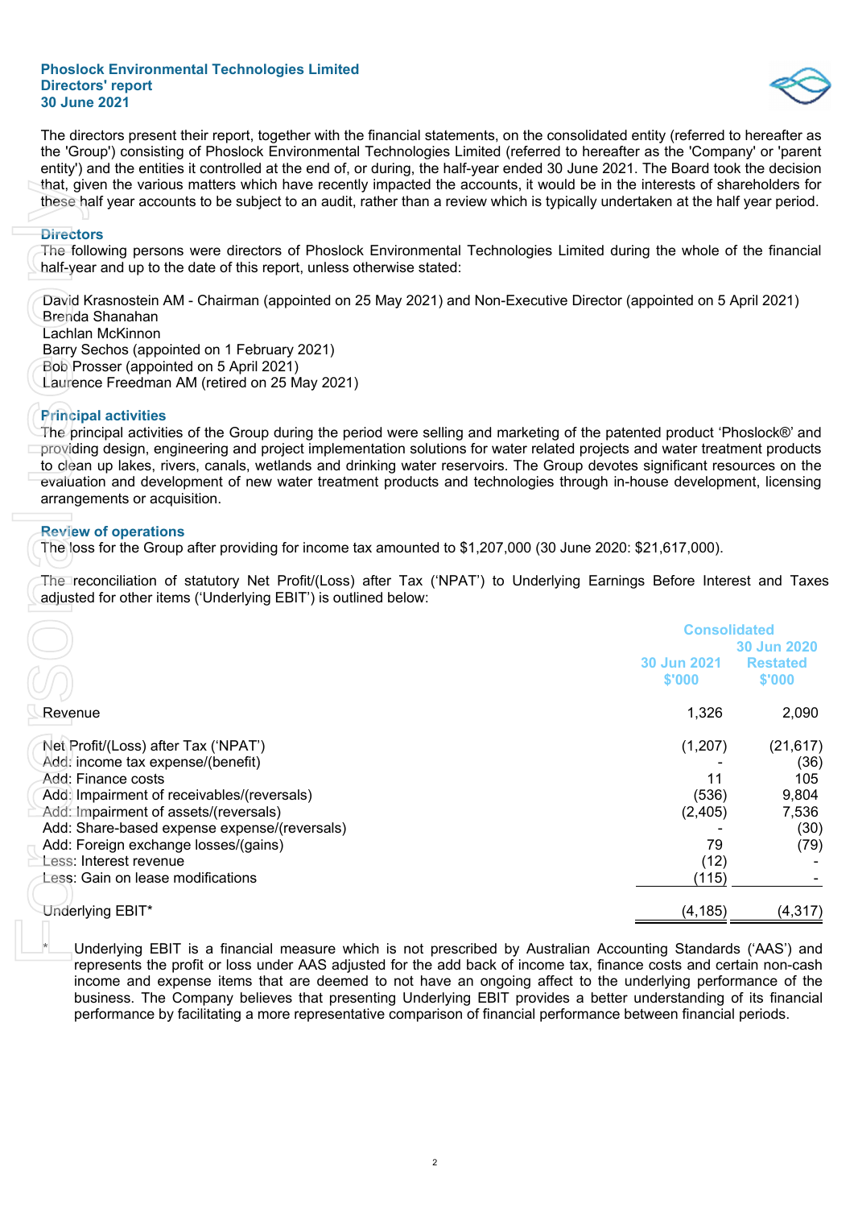**Phoslock Environmental Technologies Limited**
**Directors' report**
**30 June 2021**

The directors present their report, together with the financial statements, on the consolidated entity (referred to hereafter as the 'Group') consisting of Phoslock Environmental Technologies Limited (referred to hereafter as the 'Company' or 'parent entity') and the entities it controlled at the end of, or during, the half-year ended 30 June 2021. The Board took the decision that, given the various matters which have recently impacted the accounts, it would be in the interests of shareholders for these half year accounts to be subject to an audit, rather than a review which is typically undertaken at the half year period.

## Directors

The following persons were directors of Phoslock Environmental Technologies Limited during the whole of the financial half-year and up to the date of this report, unless otherwise stated:

David Krasnostein AM - Chairman (appointed on 25 May 2021) and Non-Executive Director (appointed on 5 April 2021)
Brenda Shanahan
Lachlan McKinnon
Barry Sechos (appointed on 1 February 2021)
Bob Prosser (appointed on 5 April 2021)
Laurence Freedman AM (retired on 25 May 2021)

## Principal activities

The principal activities of the Group during the period were selling and marketing of the patented product 'Phoslock®' and providing design, engineering and project implementation solutions for water related projects and water treatment products to clean up lakes, rivers, canals, wetlands and drinking water reservoirs. The Group devotes significant resources on the evaluation and development of new water treatment products and technologies through in-house development, licensing arrangements or acquisition.

## Review of operations

The loss for the Group after providing for income tax amounted to $1,207,000 (30 June 2020: $21,617,000).

The reconciliation of statutory Net Profit/(Loss) after Tax ('NPAT') to Underlying Earnings Before Interest and Taxes adjusted for other items ('Underlying EBIT') is outlined below:

| | Consolidated | |
|---|---|---|
| | 30 Jun 2021<br>$'000 | 30 Jun 2020<br>Restated<br>$'000 |
| Revenue | 1,326 | 2,090 |
| | | |
| Net Profit/(Loss) after Tax ('NPAT') | (1,207) | (21,617) |
| Add: income tax expense/(benefit) | - | (36) |
| Add: Finance costs | 11 | 105 |
| Add: Impairment of receivables/(reversals) | (536) | 9,804 |
| Add: Impairment of assets/(reversals) | (2,405) | 7,536 |
| Add: Share-based expense expense/(reversals) | - | (30) |
| Add: Foreign exchange losses/(gains) | 79 | (79) |
| Less: Interest revenue | (12) | - |
| Less: Gain on lease modifications | (115) | - |
| | | |
| Underlying EBIT* | (4,185) | (4,317) |

\* Underlying EBIT is a financial measure which is not prescribed by Australian Accounting Standards ('AAS') and represents the profit or loss under AAS adjusted for the add back of income tax, finance costs and certain non-cash income and expense items that are deemed to not have an ongoing affect to the underlying performance of the business. The Company believes that presenting Underlying EBIT provides a better understanding of its financial performance by facilitating a more representative comparison of financial performance between financial periods.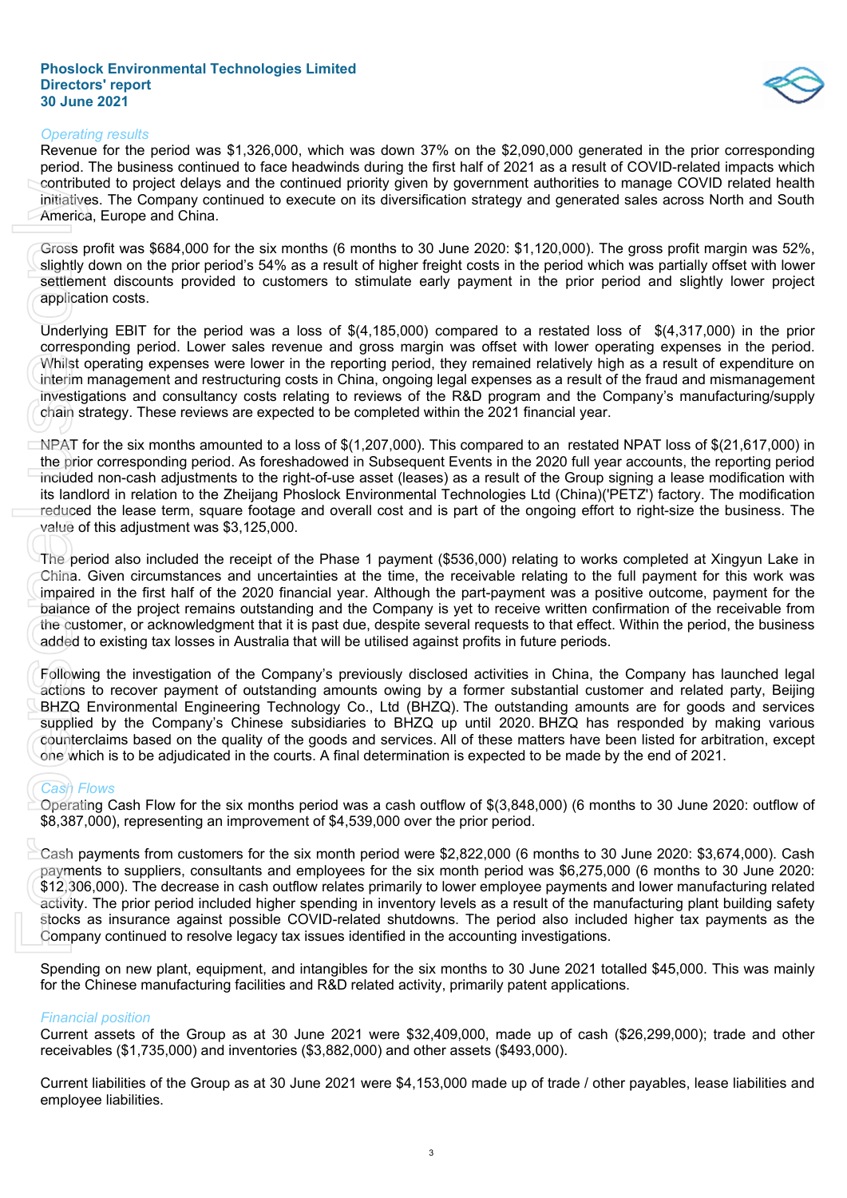### Operating results

Revenue for the period was $1,326,000, which was down 37% on the $2,090,000 generated in the prior corresponding period. The business continued to face headwinds during the first half of 2021 as a result of COVID-related impacts which contributed to project delays and the continued priority given by government authorities to manage COVID related health initiatives. The Company continued to execute on its diversification strategy and generated sales across North and South America, Europe and China.

Gross profit was $684,000 for the six months (6 months to 30 June 2020: $1,120,000). The gross profit margin was 52%, slightly down on the prior period's 54% as a result of higher freight costs in the period which was partially offset with lower settlement discounts provided to customers to stimulate early payment in the prior period and slightly lower project application costs.

Underlying EBIT for the period was a loss of $(4,185,000) compared to a restated loss of $(4,317,000) in the prior corresponding period. Lower sales revenue and gross margin was offset with lower operating expenses in the period. Whilst operating expenses were lower in the reporting period, they remained relatively high as a result of expenditure on interim management and restructuring costs in China, ongoing legal expenses as a result of the fraud and mismanagement investigations and consultancy costs relating to reviews of the R&D program and the Company's manufacturing/supply chain strategy. These reviews are expected to be completed within the 2021 financial year.

NPAT for the six months amounted to a loss of $(1,207,000). This compared to an restated NPAT loss of $(21,617,000) in the prior corresponding period. As foreshadowed in Subsequent Events in the 2020 full year accounts, the reporting period included non-cash adjustments to the right-of-use asset (leases) as a result of the Group signing a lease modification with its landlord in relation to the Zheijang Phoslock Environmental Technologies Ltd (China)('PETZ') factory. The modification reduced the lease term, square footage and overall cost and is part of the ongoing effort to right-size the business. The value of this adjustment was $3,125,000.

The period also included the receipt of the Phase 1 payment ($536,000) relating to works completed at Xingyun Lake in China. Given circumstances and uncertainties at the time, the receivable relating to the full payment for this work was impaired in the first half of the 2020 financial year. Although the part-payment was a positive outcome, payment for the balance of the project remains outstanding and the Company is yet to receive written confirmation of the receivable from the customer, or acknowledgment that it is past due, despite several requests to that effect. Within the period, the business added to existing tax losses in Australia that will be utilised against profits in future periods.

Following the investigation of the Company's previously disclosed activities in China, the Company has launched legal actions to recover payment of outstanding amounts owing by a former substantial customer and related party, Beijing BHZQ Environmental Engineering Technology Co., Ltd (BHZQ). The outstanding amounts are for goods and services supplied by the Company's Chinese subsidiaries to BHZQ up until 2020. BHZQ has responded by making various counterclaims based on the quality of the goods and services. All of these matters have been listed for arbitration, except one which is to be adjudicated in the courts. A final determination is expected to be made by the end of 2021.

### Cash Flows

Operating Cash Flow for the six months period was a cash outflow of $(3,848,000) (6 months to 30 June 2020: outflow of $8,387,000), representing an improvement of $4,539,000 over the prior period.

Cash payments from customers for the six month period were $2,822,000 (6 months to 30 June 2020: $3,674,000). Cash payments to suppliers, consultants and employees for the six month period was $6,275,000 (6 months to 30 June 2020: $12,306,000). The decrease in cash outflow relates primarily to lower employee payments and lower manufacturing related activity. The prior period included higher spending in inventory levels as a result of the manufacturing plant building safety stocks as insurance against possible COVID-related shutdowns. The period also included higher tax payments as the Company continued to resolve legacy tax issues identified in the accounting investigations.

Spending on new plant, equipment, and intangibles for the six months to 30 June 2021 totalled $45,000. This was mainly for the Chinese manufacturing facilities and R&D related activity, primarily patent applications.

### Financial position

Current assets of the Group as at 30 June 2021 were $32,409,000, made up of cash ($26,299,000); trade and other receivables ($1,735,000) and inventories ($3,882,000) and other assets ($493,000).

Current liabilities of the Group as at 30 June 2021 were $4,153,000 made up of trade / other payables, lease liabilities and employee liabilities.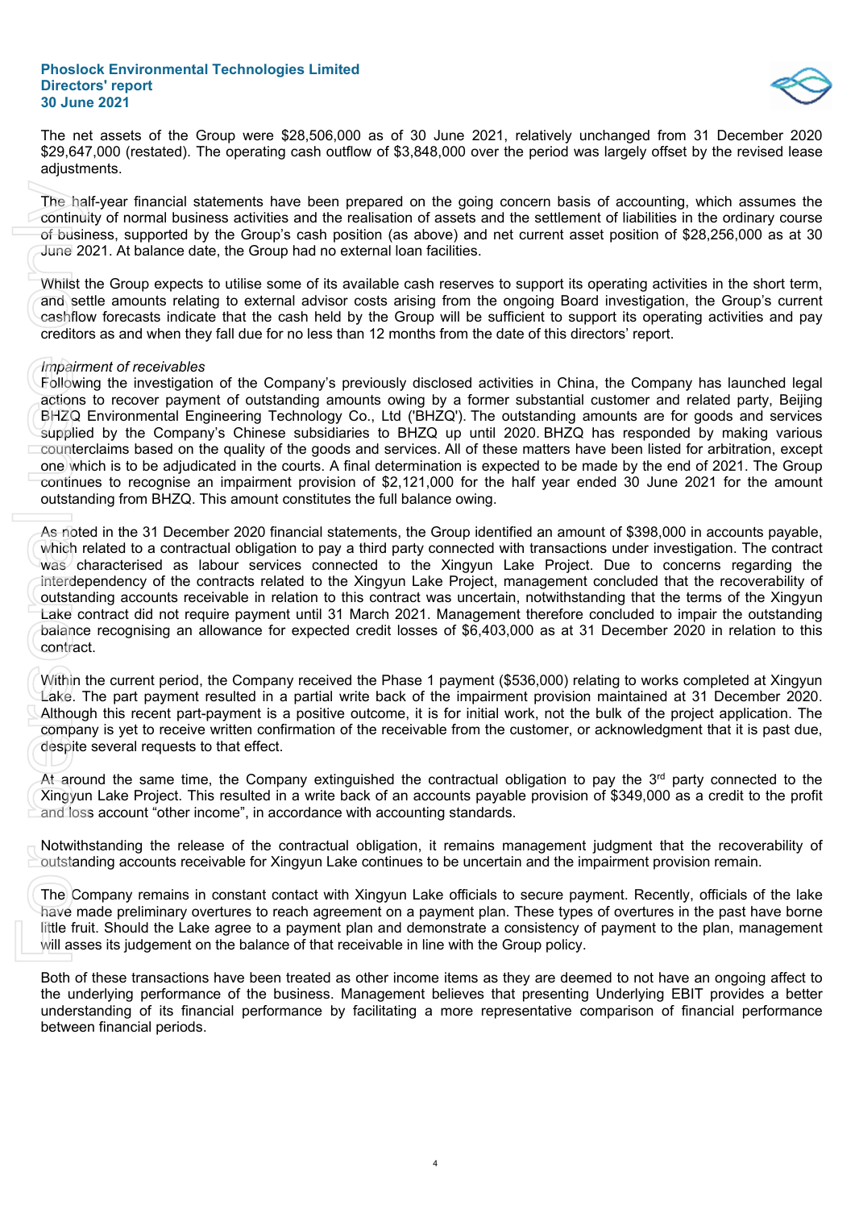The net assets of the Group were $28,506,000 as of 30 June 2021, relatively unchanged from 31 December 2020 $29,647,000 (restated). The operating cash outflow of $3,848,000 over the period was largely offset by the revised lease adjustments.

The half-year financial statements have been prepared on the going concern basis of accounting, which assumes the continuity of normal business activities and the realisation of assets and the settlement of liabilities in the ordinary course of business, supported by the Group's cash position (as above) and net current asset position of $28,256,000 as at 30 June 2021. At balance date, the Group had no external loan facilities.

Whilst the Group expects to utilise some of its available cash reserves to support its operating activities in the short term, and settle amounts relating to external advisor costs arising from the ongoing Board investigation, the Group's current cashflow forecasts indicate that the cash held by the Group will be sufficient to support its operating activities and pay creditors as and when they fall due for no less than 12 months from the date of this directors' report.

*Impairment of receivables*

Following the investigation of the Company's previously disclosed activities in China, the Company has launched legal actions to recover payment of outstanding amounts owing by a former substantial customer and related party, Beijing BHZQ Environmental Engineering Technology Co., Ltd ('BHZQ'). The outstanding amounts are for goods and services supplied by the Company's Chinese subsidiaries to BHZQ up until 2020. BHZQ has responded by making various counterclaims based on the quality of the goods and services. All of these matters have been listed for arbitration, except one which is to be adjudicated in the courts. A final determination is expected to be made by the end of 2021. The Group continues to recognise an impairment provision of $2,121,000 for the half year ended 30 June 2021 for the amount outstanding from BHZQ. This amount constitutes the full balance owing.

As noted in the 31 December 2020 financial statements, the Group identified an amount of $398,000 in accounts payable, which related to a contractual obligation to pay a third party connected with transactions under investigation. The contract was characterised as labour services connected to the Xingyun Lake Project. Due to concerns regarding the interdependency of the contracts related to the Xingyun Lake Project, management concluded that the recoverability of outstanding accounts receivable in relation to this contract was uncertain, notwithstanding that the terms of the Xingyun Lake contract did not require payment until 31 March 2021. Management therefore concluded to impair the outstanding balance recognising an allowance for expected credit losses of $6,403,000 as at 31 December 2020 in relation to this contract.

Within the current period, the Company received the Phase 1 payment ($536,000) relating to works completed at Xingyun Lake. The part payment resulted in a partial write back of the impairment provision maintained at 31 December 2020. Although this recent part-payment is a positive outcome, it is for initial work, not the bulk of the project application. The company is yet to receive written confirmation of the receivable from the customer, or acknowledgment that it is past due, despite several requests to that effect.

At around the same time, the Company extinguished the contractual obligation to pay the 3rd party connected to the Xingyun Lake Project. This resulted in a write back of an accounts payable provision of $349,000 as a credit to the profit and loss account "other income", in accordance with accounting standards.

Notwithstanding the release of the contractual obligation, it remains management judgment that the recoverability of outstanding accounts receivable for Xingyun Lake continues to be uncertain and the impairment provision remain.

The Company remains in constant contact with Xingyun Lake officials to secure payment. Recently, officials of the lake have made preliminary overtures to reach agreement on a payment plan. These types of overtures in the past have borne little fruit. Should the Lake agree to a payment plan and demonstrate a consistency of payment to the plan, management will asses its judgement on the balance of that receivable in line with the Group policy.

Both of these transactions have been treated as other income items as they are deemed to not have an ongoing affect to the underlying performance of the business. Management believes that presenting Underlying EBIT provides a better understanding of its financial performance by facilitating a more representative comparison of financial performance between financial periods.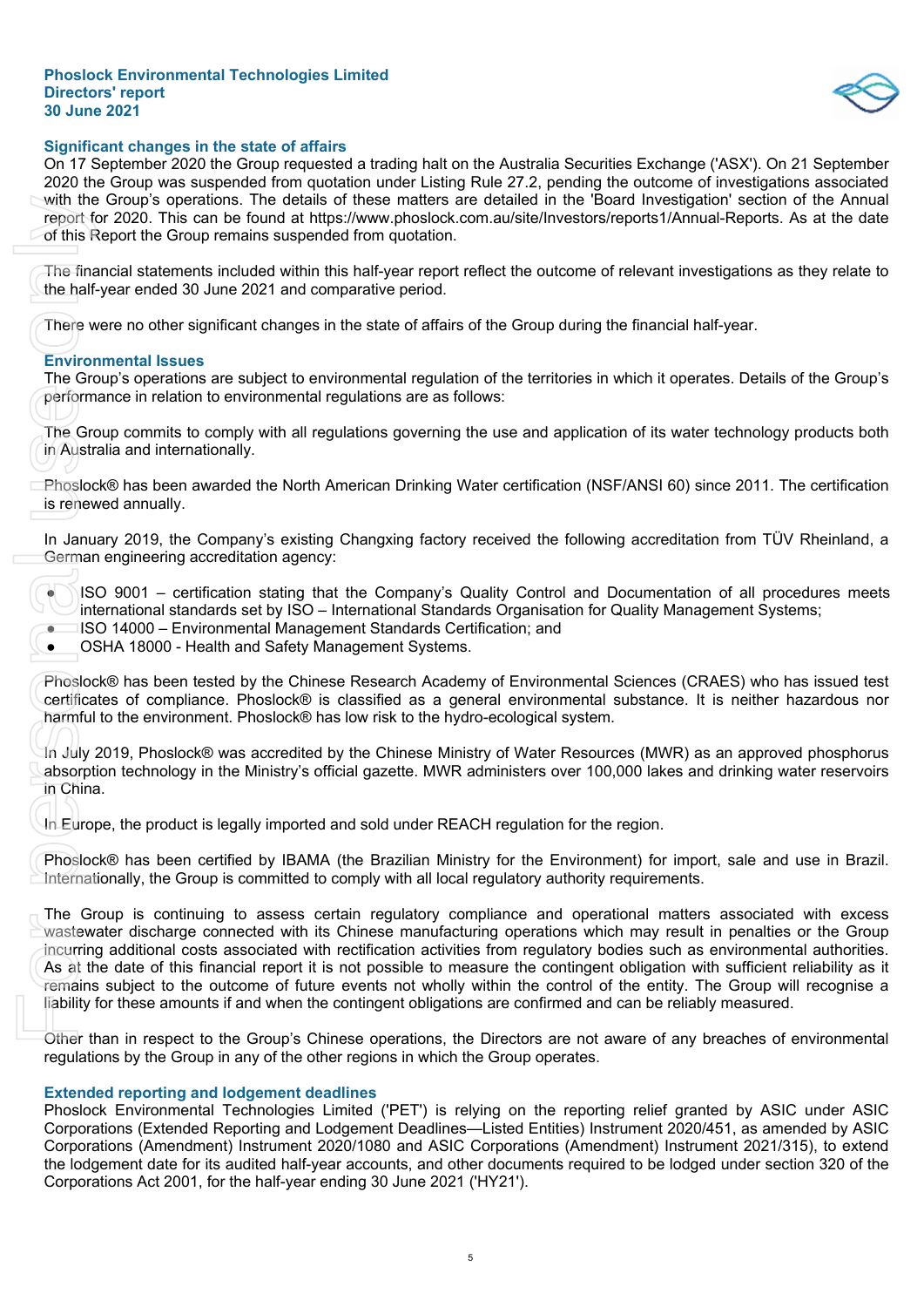## Significant changes in the state of affairs

On 17 September 2020 the Group requested a trading halt on the Australia Securities Exchange ('ASX'). On 21 September 2020 the Group was suspended from quotation under Listing Rule 27.2, pending the outcome of investigations associated with the Group's operations. The details of these matters are detailed in the 'Board Investigation' section of the Annual report for 2020. This can be found at https://www.phoslock.com.au/site/Investors/reports1/Annual-Reports. As at the date of this Report the Group remains suspended from quotation.

The financial statements included within this half-year report reflect the outcome of relevant investigations as they relate to the half-year ended 30 June 2021 and comparative period.

There were no other significant changes in the state of affairs of the Group during the financial half-year.

## Environmental Issues

The Group's operations are subject to environmental regulation of the territories in which it operates. Details of the Group's performance in relation to environmental regulations are as follows:

The Group commits to comply with all regulations governing the use and application of its water technology products both in Australia and internationally.

Phoslock® has been awarded the North American Drinking Water certification (NSF/ANSI 60) since 2011. The certification is renewed annually.

In January 2019, the Company's existing Changxing factory received the following accreditation from TÜV Rheinland, a German engineering accreditation agency:

- ISO 9001 – certification stating that the Company's Quality Control and Documentation of all procedures meets international standards set by ISO – International Standards Organisation for Quality Management Systems;
- ISO 14000 – Environmental Management Standards Certification; and
- OSHA 18000 - Health and Safety Management Systems.

Phoslock® has been tested by the Chinese Research Academy of Environmental Sciences (CRAES) who has issued test certificates of compliance. Phoslock® is classified as a general environmental substance. It is neither hazardous nor harmful to the environment. Phoslock® has low risk to the hydro-ecological system.

In July 2019, Phoslock® was accredited by the Chinese Ministry of Water Resources (MWR) as an approved phosphorus absorption technology in the Ministry's official gazette. MWR administers over 100,000 lakes and drinking water reservoirs in China.

In Europe, the product is legally imported and sold under REACH regulation for the region.

Phoslock® has been certified by IBAMA (the Brazilian Ministry for the Environment) for import, sale and use in Brazil. Internationally, the Group is committed to comply with all local regulatory authority requirements.

The Group is continuing to assess certain regulatory compliance and operational matters associated with excess wastewater discharge connected with its Chinese manufacturing operations which may result in penalties or the Group incurring additional costs associated with rectification activities from regulatory bodies such as environmental authorities. As at the date of this financial report it is not possible to measure the contingent obligation with sufficient reliability as it remains subject to the outcome of future events not wholly within the control of the entity. The Group will recognise a liability for these amounts if and when the contingent obligations are confirmed and can be reliably measured.

Other than in respect to the Group's Chinese operations, the Directors are not aware of any breaches of environmental regulations by the Group in any of the other regions in which the Group operates.

## Extended reporting and lodgement deadlines

Phoslock Environmental Technologies Limited ('PET') is relying on the reporting relief granted by ASIC under ASIC Corporations (Extended Reporting and Lodgement Deadlines—Listed Entities) Instrument 2020/451, as amended by ASIC Corporations (Amendment) Instrument 2020/1080 and ASIC Corporations (Amendment) Instrument 2021/315), to extend the lodgement date for its audited half-year accounts, and other documents required to be lodged under section 320 of the Corporations Act 2001, for the half-year ending 30 June 2021 ('HY21').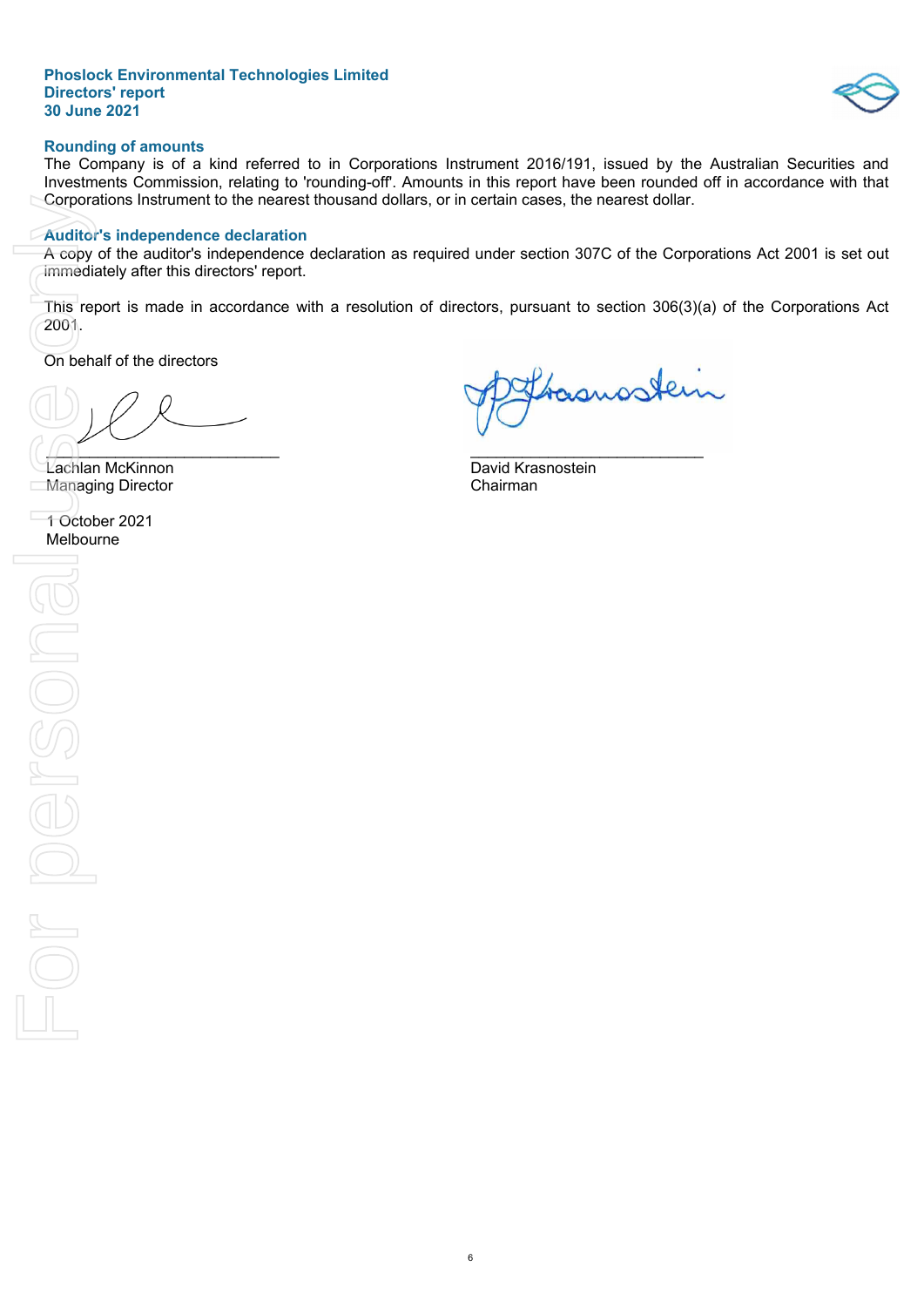### Rounding of amounts

The Company is of a kind referred to in Corporations Instrument 2016/191, issued by the Australian Securities and Investments Commission, relating to 'rounding-off'. Amounts in this report have been rounded off in accordance with that Corporations Instrument to the nearest thousand dollars, or in certain cases, the nearest dollar.

### Auditor's independence declaration

A copy of the auditor's independence declaration as required under section 307C of the Corporations Act 2001 is set out immediately after this directors' report.

This report is made in accordance with a resolution of directors, pursuant to section 306(3)(a) of the Corporations Act 2001.

On behalf of the directors

___________________________
Lachlan McKinnon
Managing Director

___________________________
David Krasnostein
Chairman

1 October 2021
Melbourne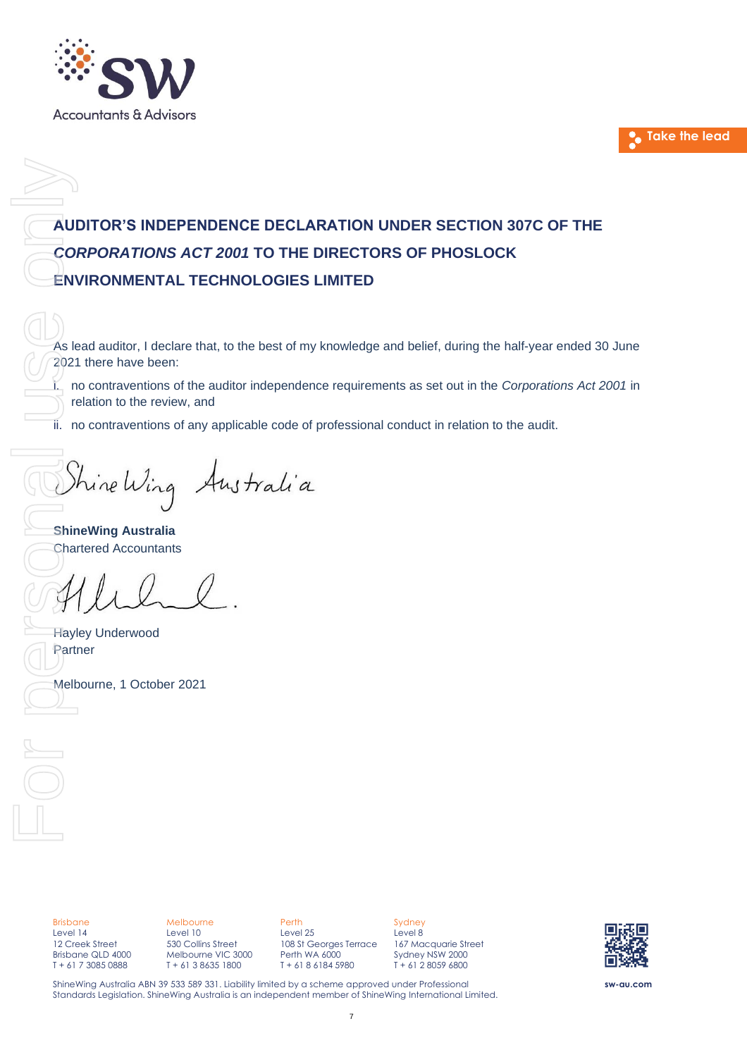# AUDITOR'S INDEPENDENCE DECLARATION UNDER SECTION 307C OF THE *CORPORATIONS ACT 2001* TO THE DIRECTORS OF PHOSLOCK ENVIRONMENTAL TECHNOLOGIES LIMITED

As lead auditor, I declare that, to the best of my knowledge and belief, during the half-year ended 30 June 2021 there have been:

i. no contraventions of the auditor independence requirements as set out in the *Corporations Act 2001* in relation to the review, and

ii. no contraventions of any applicable code of professional conduct in relation to the audit.

**ShineWing Australia**
Chartered Accountants

Hayley Underwood
Partner

Melbourne, 1 October 2021

Brisbane
Level 14
12 Creek Street
Brisbane QLD 4000
T + 61 7 3085 0888

Melbourne
Level 10
530 Collins Street
Melbourne VIC 3000
T + 61 3 8635 1800

Perth
Level 25
108 St Georges Terrace
Perth WA 6000
T + 61 8 6184 5980

Sydney
Level 8
167 Macquarie Street
Sydney NSW 2000
T + 61 2 8059 6800

ShineWing Australia ABN 39 533 589 331. Liability limited by a scheme approved under Professional Standards Legislation. ShineWing Australia is an independent member of ShineWing International Limited.

sw-au.com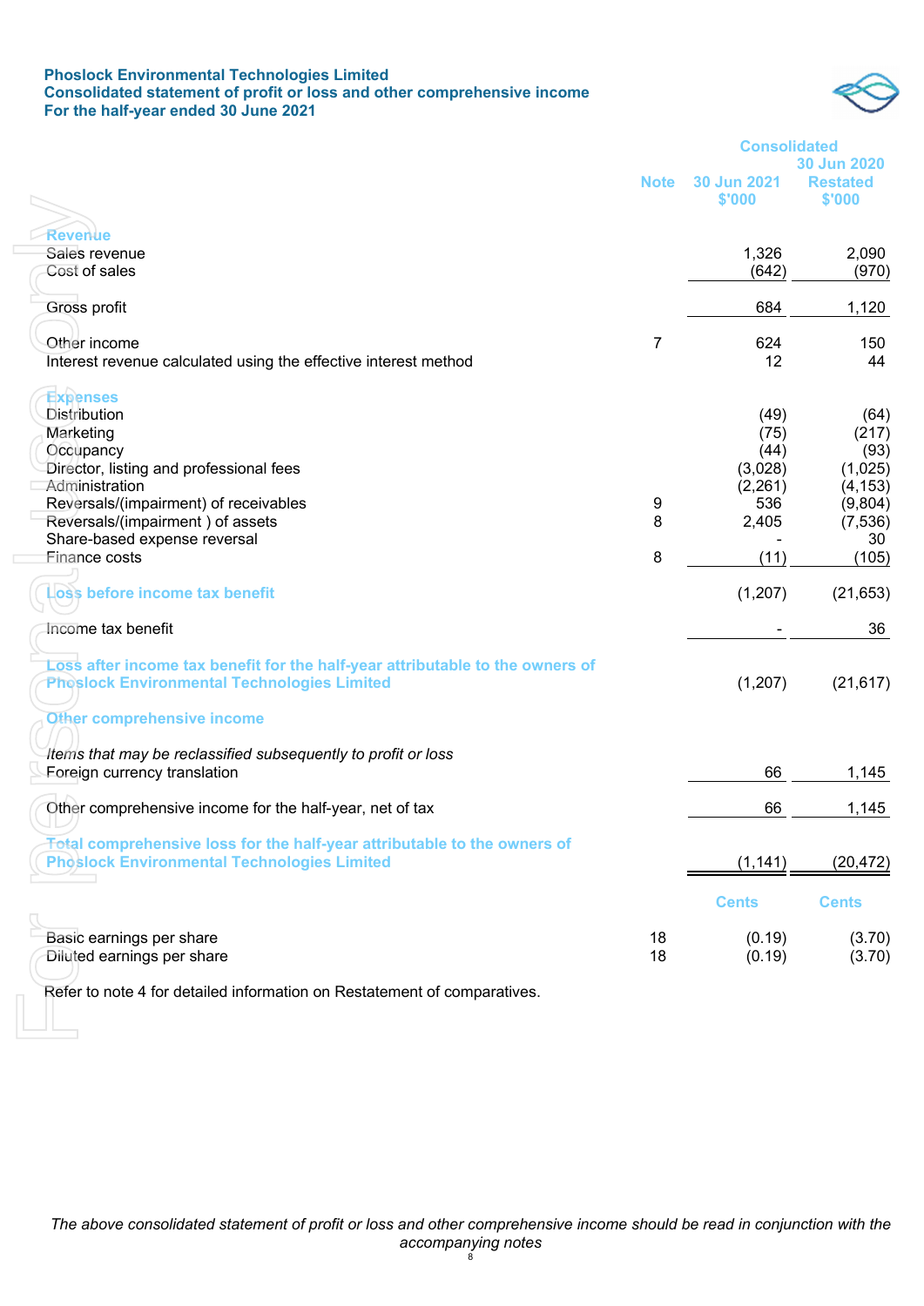**Phoslock Environmental Technologies Limited**
**Consolidated statement of profit or loss and other comprehensive income**
**For the half-year ended 30 June 2021**

| | Note | Consolidated 30 Jun 2021 $'000 | 30 Jun 2020 Restated $'000 |
|---|---|---|---|
| **Revenue** | | | |
| Sales revenue | | 1,326 | 2,090 |
| Cost of sales | | (642) | (970) |
| Gross profit | | 684 | 1,120 |
| Other income | 7 | 624 | 150 |
| Interest revenue calculated using the effective interest method | | 12 | 44 |
| **Expenses** | | | |
| Distribution | | (49) | (64) |
| Marketing | | (75) | (217) |
| Occupancy | | (44) | (93) |
| Director, listing and professional fees | | (3,028) | (1,025) |
| Administration | | (2,261) | (4,153) |
| Reversals/(impairment) of receivables | 9 | 536 | (9,804) |
| Reversals/(impairment ) of assets | 8 | 2,405 | (7,536) |
| Share-based expense reversal | | - | 30 |
| Finance costs | 8 | (11) | (105) |
| **Loss before income tax benefit** | | (1,207) | (21,653) |
| Income tax benefit | | - | 36 |
| **Loss after income tax benefit for the half-year attributable to the owners of Phoslock Environmental Technologies Limited** | | (1,207) | (21,617) |
| **Other comprehensive income** | | | |
| *Items that may be reclassified subsequently to profit or loss* | | | |
| Foreign currency translation | | 66 | 1,145 |
| Other comprehensive income for the half-year, net of tax | | 66 | 1,145 |
| **Total comprehensive loss for the half-year attributable to the owners of Phoslock Environmental Technologies Limited** | | (1,141) | (20,472) |
| | | **Cents** | **Cents** |
| Basic earnings per share | 18 | (0.19) | (3.70) |
| Diluted earnings per share | 18 | (0.19) | (3.70) |

Refer to note 4 for detailed information on Restatement of comparatives.

*The above consolidated statement of profit or loss and other comprehensive income should be read in conjunction with the accompanying notes*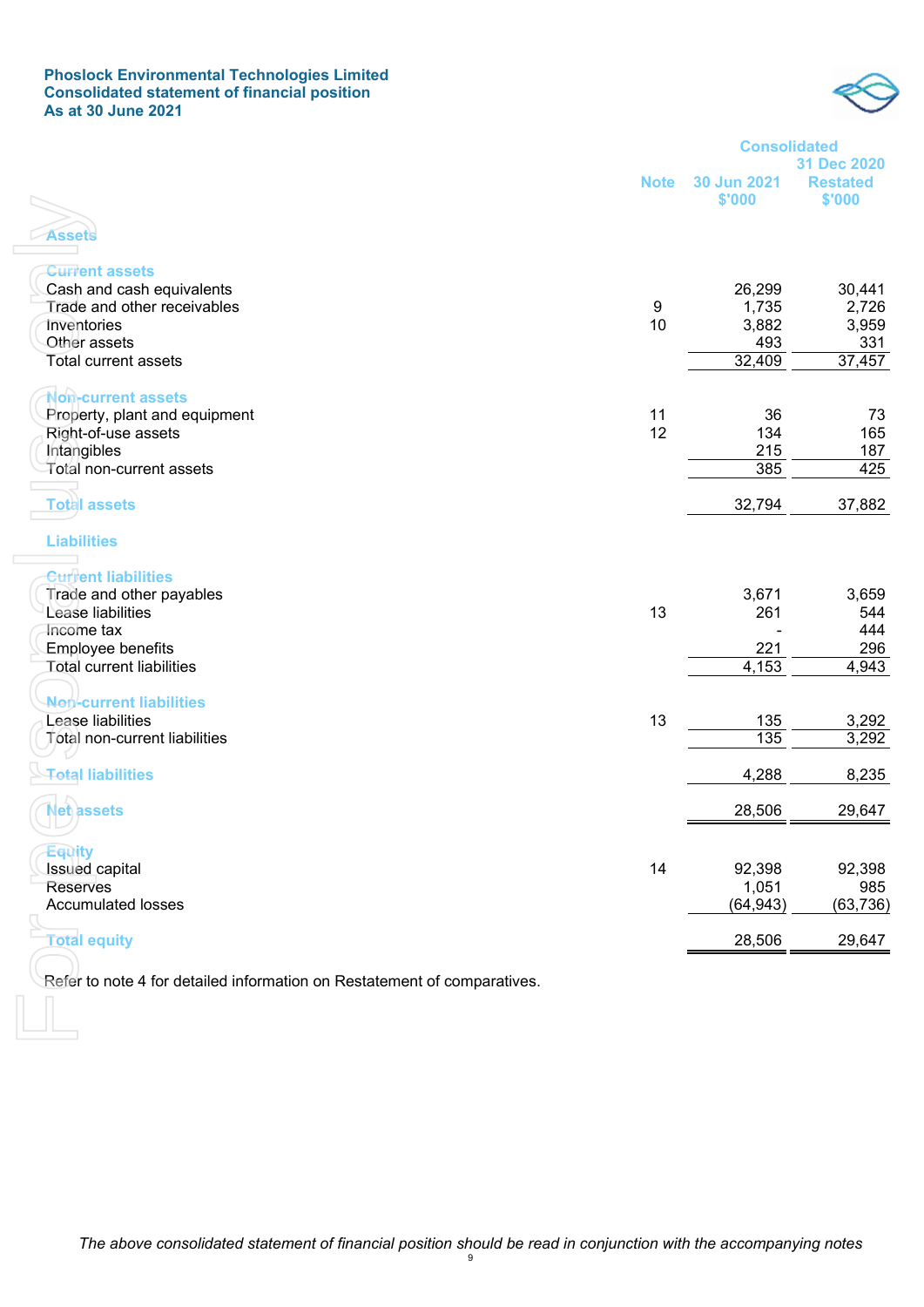**Phoslock Environmental Technologies Limited**
**Consolidated statement of financial position**
**As at 30 June 2021**

| | Note | Consolidated 30 Jun 2021 $'000 | 31 Dec 2020 Restated $'000 |
|---|---|---|---|
| **Assets** | | | |
| **Current assets** | | | |
| Cash and cash equivalents | | 26,299 | 30,441 |
| Trade and other receivables | 9 | 1,735 | 2,726 |
| Inventories | 10 | 3,882 | 3,959 |
| Other assets | | 493 | 331 |
| Total current assets | | 32,409 | 37,457 |
| **Non-current assets** | | | |
| Property, plant and equipment | 11 | 36 | 73 |
| Right-of-use assets | 12 | 134 | 165 |
| Intangibles | | 215 | 187 |
| Total non-current assets | | 385 | 425 |
| **Total assets** | | 32,794 | 37,882 |
| **Liabilities** | | | |
| **Current liabilities** | | | |
| Trade and other payables | | 3,671 | 3,659 |
| Lease liabilities | 13 | 261 | 544 |
| Income tax | | - | 444 |
| Employee benefits | | 221 | 296 |
| Total current liabilities | | 4,153 | 4,943 |
| **Non-current liabilities** | | | |
| Lease liabilities | 13 | 135 | 3,292 |
| Total non-current liabilities | | 135 | 3,292 |
| **Total liabilities** | | 4,288 | 8,235 |
| **Net assets** | | 28,506 | 29,647 |
| **Equity** | | | |
| Issued capital | 14 | 92,398 | 92,398 |
| Reserves | | 1,051 | 985 |
| Accumulated losses | | (64,943) | (63,736) |
| **Total equity** | | 28,506 | 29,647 |

Refer to note 4 for detailed information on Restatement of comparatives.

*The above consolidated statement of financial position should be read in conjunction with the accompanying notes*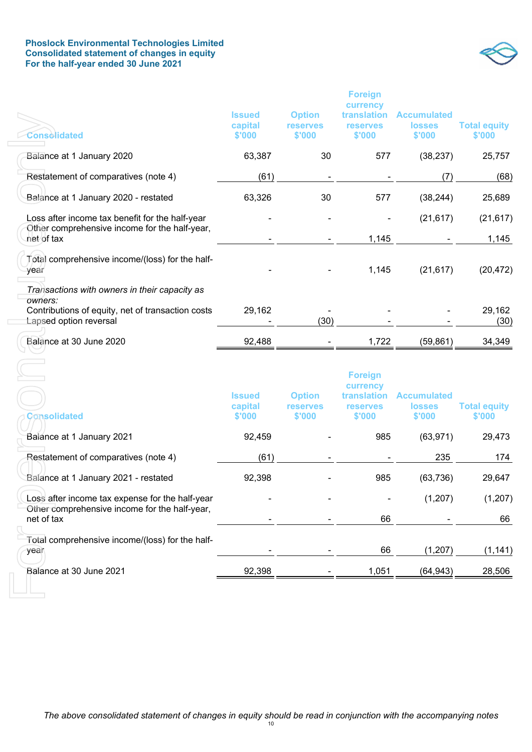**Phoslock Environmental Technologies Limited**
**Consolidated statement of changes in equity**
**For the half-year ended 30 June 2021**

| Consolidated | Issued capital $'000 | Option reserves $'000 | Foreign currency translation reserves $'000 | Accumulated losses $'000 | Total equity $'000 |
|---|---|---|---|---|---|
| Balance at 1 January 2020 | 63,387 | 30 | 577 | (38,237) | 25,757 |
| Restatement of comparatives (note 4) | (61) | - | - | (7) | (68) |
| Balance at 1 January 2020 - restated | 63,326 | 30 | 577 | (38,244) | 25,689 |
| Loss after income tax benefit for the half-year | - | - | - | (21,617) | (21,617) |
| Other comprehensive income for the half-year, net of tax | - | - | 1,145 | - | 1,145 |
| Total comprehensive income/(loss) for the half-year | - | - | 1,145 | (21,617) | (20,472) |
| *Transactions with owners in their capacity as owners:* | | | | | |
| Contributions of equity, net of transaction costs | 29,162 | - | - | - | 29,162 |
| Lapsed option reversal | - | (30) | - | - | (30) |
| Balance at 30 June 2020 | 92,488 | - | 1,722 | (59,861) | 34,349 |

| Consolidated | Issued capital $'000 | Option reserves $'000 | Foreign currency translation reserves $'000 | Accumulated losses $'000 | Total equity $'000 |
|---|---|---|---|---|---|
| Balance at 1 January 2021 | 92,459 | - | 985 | (63,971) | 29,473 |
| Restatement of comparatives (note 4) | (61) | - | - | 235 | 174 |
| Balance at 1 January 2021 - restated | 92,398 | - | 985 | (63,736) | 29,647 |
| Loss after income tax expense for the half-year | - | - | - | (1,207) | (1,207) |
| Other comprehensive income for the half-year, net of tax | - | - | 66 | - | 66 |
| Total comprehensive income/(loss) for the half-year | - | - | 66 | (1,207) | (1,141) |
| Balance at 30 June 2021 | 92,398 | - | 1,051 | (64,943) | 28,506 |

*The above consolidated statement of changes in equity should be read in conjunction with the accompanying notes*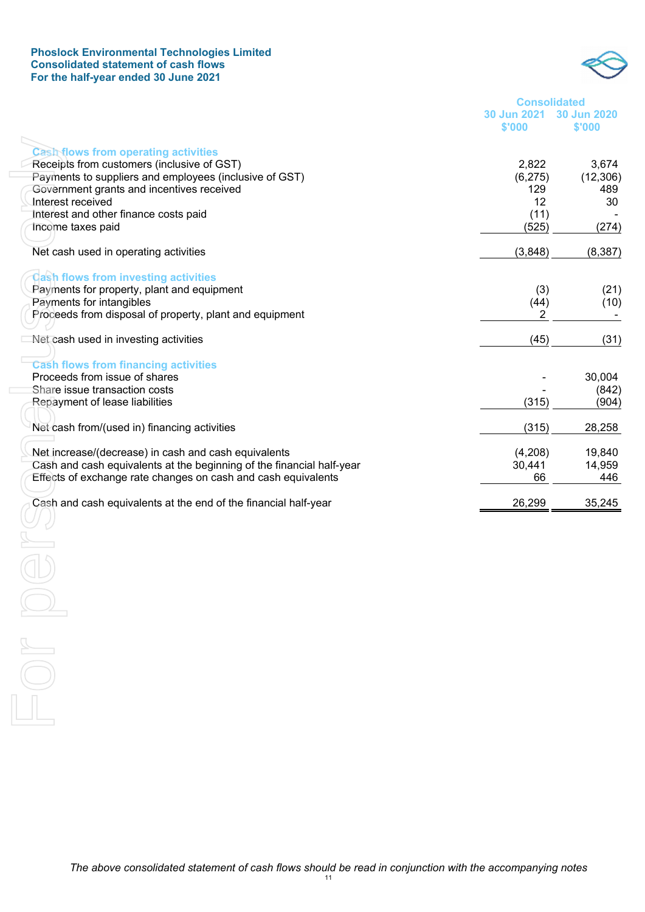**Phoslock Environmental Technologies Limited**
**Consolidated statement of cash flows**
**For the half-year ended 30 June 2021**

| | Consolidated 30 Jun 2021 $'000 | Consolidated 30 Jun 2020 $'000 |
|---|---|---|
| **Cash flows from operating activities** | | |
| Receipts from customers (inclusive of GST) | 2,822 | 3,674 |
| Payments to suppliers and employees (inclusive of GST) | (6,275) | (12,306) |
| Government grants and incentives received | 129 | 489 |
| Interest received | 12 | 30 |
| Interest and other finance costs paid | (11) | - |
| Income taxes paid | (525) | (274) |
| Net cash used in operating activities | (3,848) | (8,387) |
| **Cash flows from investing activities** | | |
| Payments for property, plant and equipment | (3) | (21) |
| Payments for intangibles | (44) | (10) |
| Proceeds from disposal of property, plant and equipment | 2 | - |
| Net cash used in investing activities | (45) | (31) |
| **Cash flows from financing activities** | | |
| Proceeds from issue of shares | - | 30,004 |
| Share issue transaction costs | - | (842) |
| Repayment of lease liabilities | (315) | (904) |
| Net cash from/(used in) financing activities | (315) | 28,258 |
| Net increase/(decrease) in cash and cash equivalents | (4,208) | 19,840 |
| Cash and cash equivalents at the beginning of the financial half-year | 30,441 | 14,959 |
| Effects of exchange rate changes on cash and cash equivalents | 66 | 446 |
| Cash and cash equivalents at the end of the financial half-year | 26,299 | 35,245 |

*The above consolidated statement of cash flows should be read in conjunction with the accompanying notes*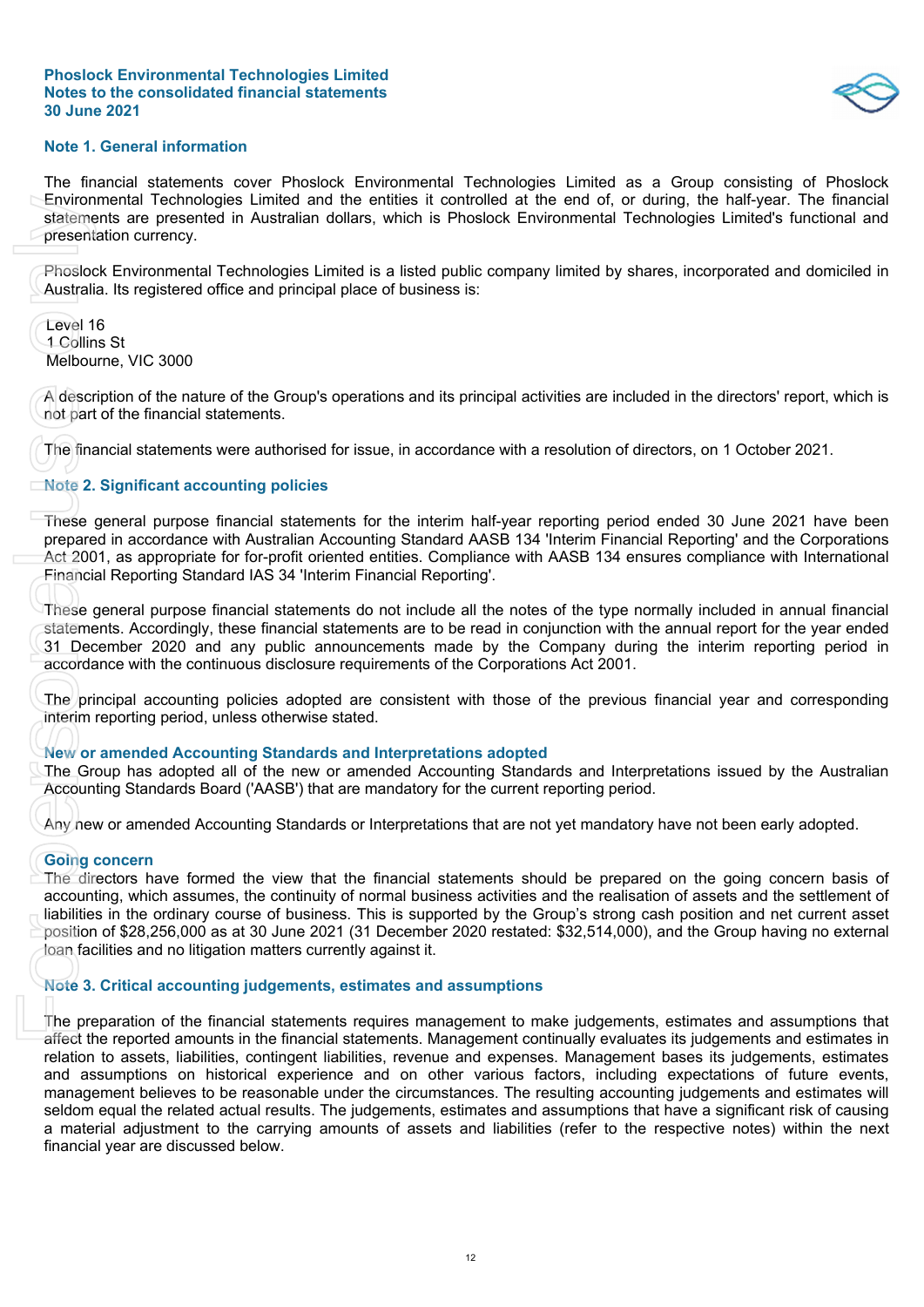## Note 1. General information

The financial statements cover Phoslock Environmental Technologies Limited as a Group consisting of Phoslock Environmental Technologies Limited and the entities it controlled at the end of, or during, the half-year. The financial statements are presented in Australian dollars, which is Phoslock Environmental Technologies Limited's functional and presentation currency.

Phoslock Environmental Technologies Limited is a listed public company limited by shares, incorporated and domiciled in Australia. Its registered office and principal place of business is:

Level 16
1 Collins St
Melbourne, VIC 3000

A description of the nature of the Group's operations and its principal activities are included in the directors' report, which is not part of the financial statements.

The financial statements were authorised for issue, in accordance with a resolution of directors, on 1 October 2021.

## Note 2. Significant accounting policies

These general purpose financial statements for the interim half-year reporting period ended 30 June 2021 have been prepared in accordance with Australian Accounting Standard AASB 134 'Interim Financial Reporting' and the Corporations Act 2001, as appropriate for for-profit oriented entities. Compliance with AASB 134 ensures compliance with International Financial Reporting Standard IAS 34 'Interim Financial Reporting'.

These general purpose financial statements do not include all the notes of the type normally included in annual financial statements. Accordingly, these financial statements are to be read in conjunction with the annual report for the year ended 31 December 2020 and any public announcements made by the Company during the interim reporting period in accordance with the continuous disclosure requirements of the Corporations Act 2001.

The principal accounting policies adopted are consistent with those of the previous financial year and corresponding interim reporting period, unless otherwise stated.

### New or amended Accounting Standards and Interpretations adopted

The Group has adopted all of the new or amended Accounting Standards and Interpretations issued by the Australian Accounting Standards Board ('AASB') that are mandatory for the current reporting period.

Any new or amended Accounting Standards or Interpretations that are not yet mandatory have not been early adopted.

### Going concern

The directors have formed the view that the financial statements should be prepared on the going concern basis of accounting, which assumes, the continuity of normal business activities and the realisation of assets and the settlement of liabilities in the ordinary course of business. This is supported by the Group's strong cash position and net current asset position of $28,256,000 as at 30 June 2021 (31 December 2020 restated: $32,514,000), and the Group having no external loan facilities and no litigation matters currently against it.

## Note 3. Critical accounting judgements, estimates and assumptions

The preparation of the financial statements requires management to make judgements, estimates and assumptions that affect the reported amounts in the financial statements. Management continually evaluates its judgements and estimates in relation to assets, liabilities, contingent liabilities, revenue and expenses. Management bases its judgements, estimates and assumptions on historical experience and on other various factors, including expectations of future events, management believes to be reasonable under the circumstances. The resulting accounting judgements and estimates will seldom equal the related actual results. The judgements, estimates and assumptions that have a significant risk of causing a material adjustment to the carrying amounts of assets and liabilities (refer to the respective notes) within the next financial year are discussed below.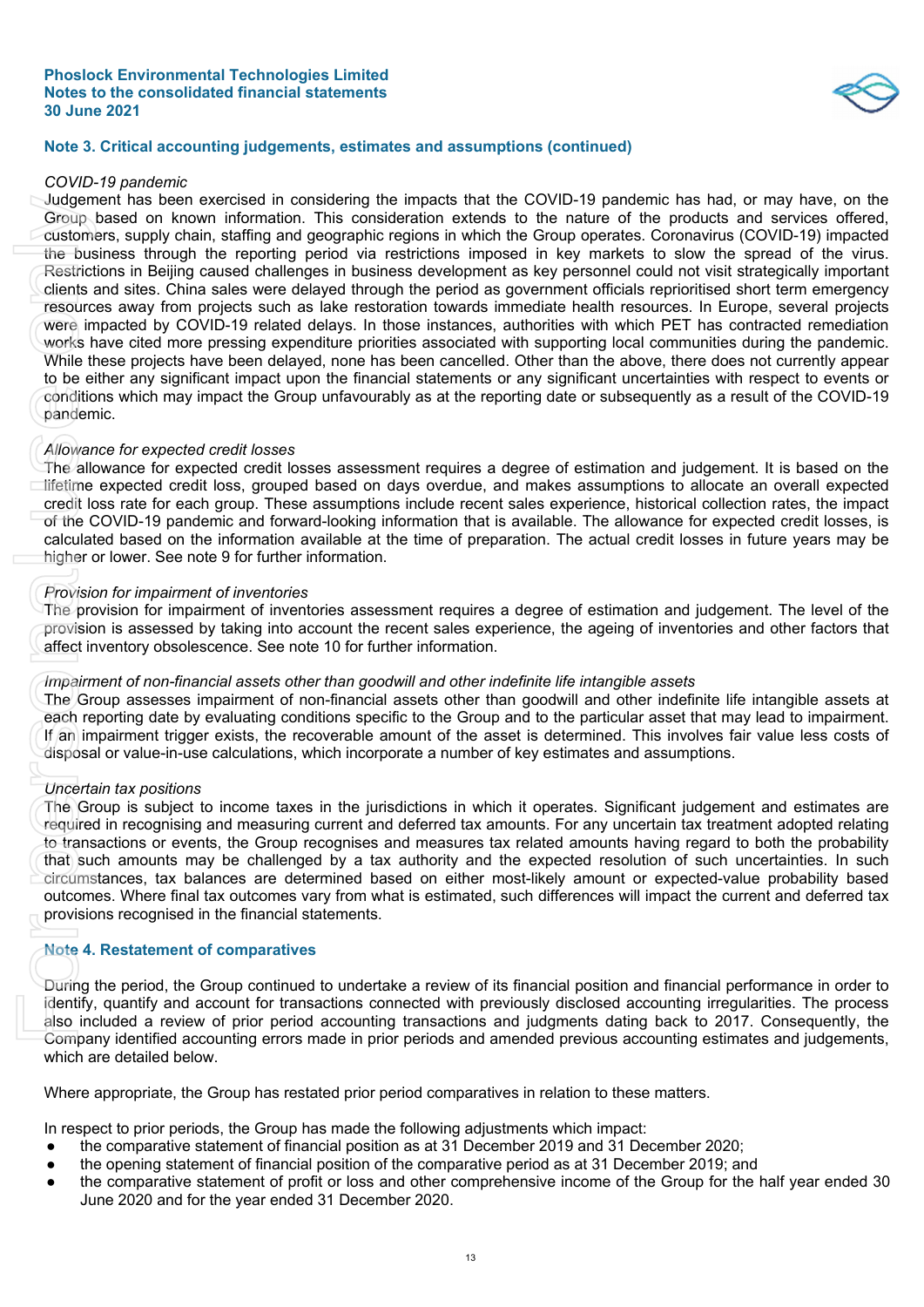## Note 3. Critical accounting judgements, estimates and assumptions (continued)

*COVID-19 pandemic*

Judgement has been exercised in considering the impacts that the COVID-19 pandemic has had, or may have, on the Group based on known information. This consideration extends to the nature of the products and services offered, customers, supply chain, staffing and geographic regions in which the Group operates. Coronavirus (COVID-19) impacted the business through the reporting period via restrictions imposed in key markets to slow the spread of the virus. Restrictions in Beijing caused challenges in business development as key personnel could not visit strategically important clients and sites. China sales were delayed through the period as government officials reprioritised short term emergency resources away from projects such as lake restoration towards immediate health resources. In Europe, several projects were impacted by COVID-19 related delays. In those instances, authorities with which PET has contracted remediation works have cited more pressing expenditure priorities associated with supporting local communities during the pandemic. While these projects have been delayed, none has been cancelled. Other than the above, there does not currently appear to be either any significant impact upon the financial statements or any significant uncertainties with respect to events or conditions which may impact the Group unfavourably as at the reporting date or subsequently as a result of the COVID-19 pandemic.

*Allowance for expected credit losses*

The allowance for expected credit losses assessment requires a degree of estimation and judgement. It is based on the lifetime expected credit loss, grouped based on days overdue, and makes assumptions to allocate an overall expected credit loss rate for each group. These assumptions include recent sales experience, historical collection rates, the impact of the COVID-19 pandemic and forward-looking information that is available. The allowance for expected credit losses, is calculated based on the information available at the time of preparation. The actual credit losses in future years may be higher or lower. See note 9 for further information.

*Provision for impairment of inventories*

The provision for impairment of inventories assessment requires a degree of estimation and judgement. The level of the provision is assessed by taking into account the recent sales experience, the ageing of inventories and other factors that affect inventory obsolescence. See note 10 for further information.

*Impairment of non-financial assets other than goodwill and other indefinite life intangible assets*

The Group assesses impairment of non-financial assets other than goodwill and other indefinite life intangible assets at each reporting date by evaluating conditions specific to the Group and to the particular asset that may lead to impairment. If an impairment trigger exists, the recoverable amount of the asset is determined. This involves fair value less costs of disposal or value-in-use calculations, which incorporate a number of key estimates and assumptions.

*Uncertain tax positions*

The Group is subject to income taxes in the jurisdictions in which it operates. Significant judgement and estimates are required in recognising and measuring current and deferred tax amounts. For any uncertain tax treatment adopted relating to transactions or events, the Group recognises and measures tax related amounts having regard to both the probability that such amounts may be challenged by a tax authority and the expected resolution of such uncertainties. In such circumstances, tax balances are determined based on either most-likely amount or expected-value probability based outcomes. Where final tax outcomes vary from what is estimated, such differences will impact the current and deferred tax provisions recognised in the financial statements.

## Note 4. Restatement of comparatives

During the period, the Group continued to undertake a review of its financial position and financial performance in order to identify, quantify and account for transactions connected with previously disclosed accounting irregularities. The process also included a review of prior period accounting transactions and judgments dating back to 2017. Consequently, the Company identified accounting errors made in prior periods and amended previous accounting estimates and judgements, which are detailed below.

Where appropriate, the Group has restated prior period comparatives in relation to these matters.

In respect to prior periods, the Group has made the following adjustments which impact:

- the comparative statement of financial position as at 31 December 2019 and 31 December 2020;
- the opening statement of financial position of the comparative period as at 31 December 2019; and
- the comparative statement of profit or loss and other comprehensive income of the Group for the half year ended 30 June 2020 and for the year ended 31 December 2020.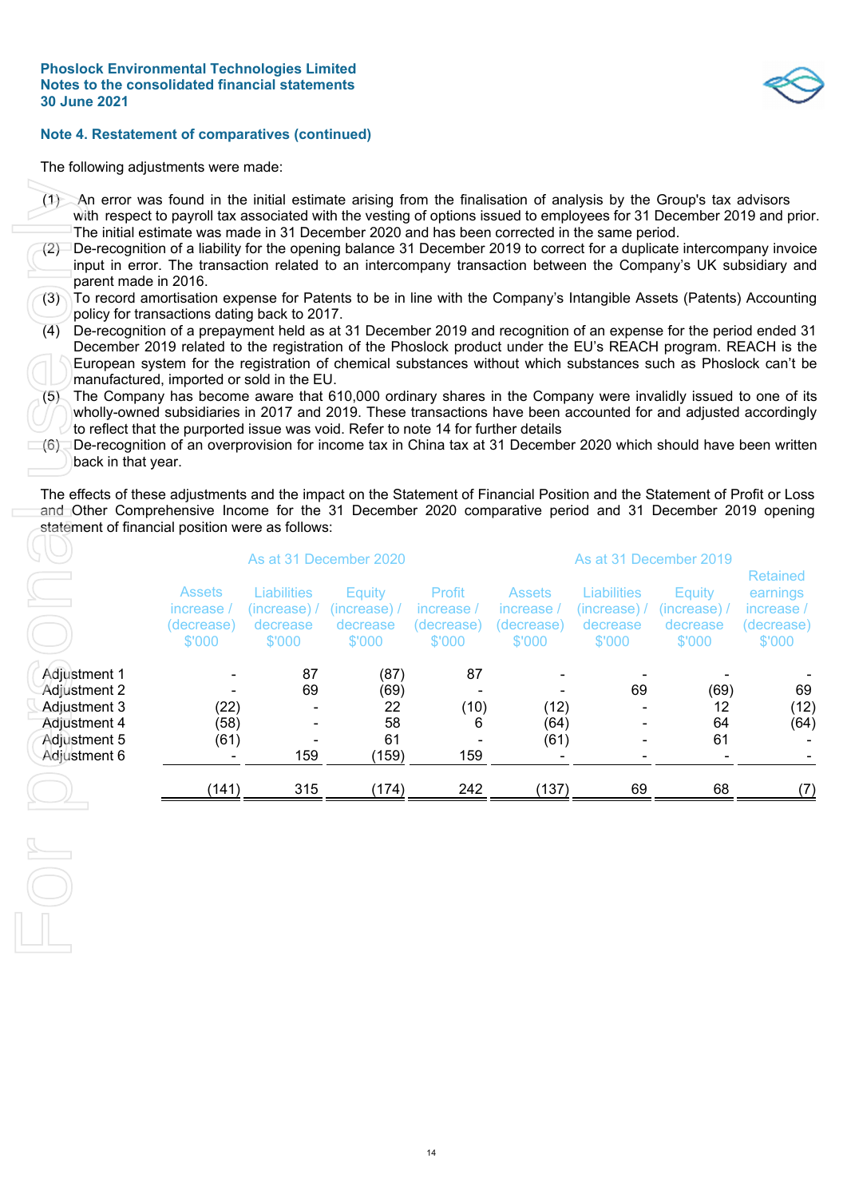Phoslock Environmental Technologies Limited
Notes to the consolidated financial statements
30 June 2021

## Note 4. Restatement of comparatives (continued)

The following adjustments were made:

(1) An error was found in the initial estimate arising from the finalisation of analysis by the Group's tax advisors with respect to payroll tax associated with the vesting of options issued to employees for 31 December 2019 and prior. The initial estimate was made in 31 December 2020 and has been corrected in the same period.
(2) De-recognition of a liability for the opening balance 31 December 2019 to correct for a duplicate intercompany invoice input in error. The transaction related to an intercompany transaction between the Company's UK subsidiary and parent made in 2016.
(3) To record amortisation expense for Patents to be in line with the Company's Intangible Assets (Patents) Accounting policy for transactions dating back to 2017.
(4) De-recognition of a prepayment held as at 31 December 2019 and recognition of an expense for the period ended 31 December 2019 related to the registration of the Phoslock product under the EU's REACH program. REACH is the European system for the registration of chemical substances without which substances such as Phoslock can't be manufactured, imported or sold in the EU.
(5) The Company has become aware that 610,000 ordinary shares in the Company were invalidly issued to one of its wholly-owned subsidiaries in 2017 and 2019. These transactions have been accounted for and adjusted accordingly to reflect that the purported issue was void. Refer to note 14 for further details
(6) De-recognition of an overprovision for income tax in China tax at 31 December 2020 which should have been written back in that year.

The effects of these adjustments and the impact on the Statement of Financial Position and the Statement of Profit or Loss and Other Comprehensive Income for the 31 December 2020 comparative period and 31 December 2019 opening statement of financial position were as follows:

| | As at 31 December 2020 | | | | As at 31 December 2019 | | | |
|---|---|---|---|---|---|---|---|---|
| | Assets increase / (decrease) $'000 | Liabilities (increase) / decrease $'000 | Equity (increase) / decrease $'000 | Profit increase / (decrease) $'000 | Assets increase / (decrease) $'000 | Liabilities (increase) / decrease $'000 | Equity (increase) / decrease $'000 | Retained earnings increase / (decrease) $'000 |
| Adjustment 1 | - | 87 | (87) | 87 | - | - | - | - |
| Adjustment 2 | - | 69 | (69) | - | - | 69 | (69) | 69 |
| Adjustment 3 | (22) | - | 22 | (10) | (12) | - | 12 | (12) |
| Adjustment 4 | (58) | - | 58 | 6 | (64) | - | 64 | (64) |
| Adjustment 5 | (61) | - | 61 | - | (61) | - | 61 | - |
| Adjustment 6 | - | 159 | (159) | 159 | - | - | - | - |
| | (141) | 315 | (174) | 242 | (137) | 69 | 68 | (7) |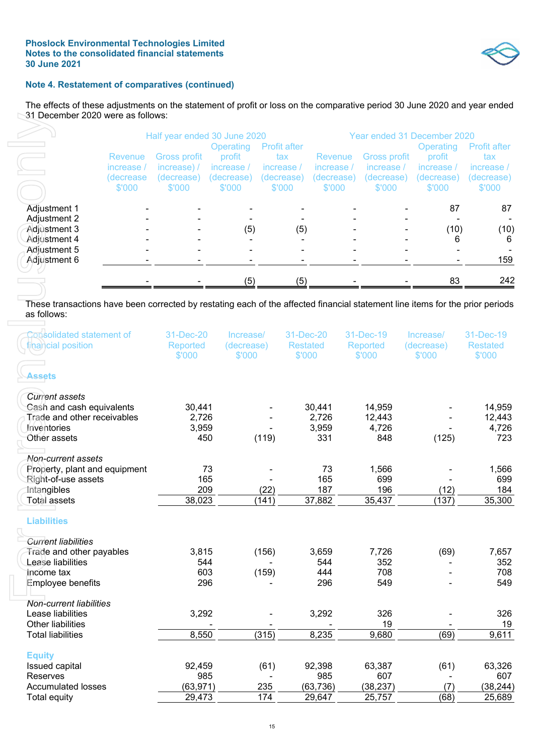### Note 4. Restatement of comparatives (continued)

The effects of these adjustments on the statement of profit or loss on the comparative period 30 June 2020 and year ended 31 December 2020 were as follows:

| | Half year ended 30 June 2020 | | | | Year ended 31 December 2020 | | | |
|---|---|---|---|---|---|---|---|---|
| | Revenue increase / (decrease $'000 | Gross profit increase) / (decrease) $'000 | Operating profit increase / (decrease) $'000 | Profit after tax increase / (decrease) $'000 | Revenue increase / (decrease) $'000 | Gross profit increase / (decrease) $'000 | Operating profit increase / (decrease) $'000 | Profit after tax increase / (decrease) $'000 |
| Adjustment 1 | - | - | - | - | - | - | 87 | 87 |
| Adjustment 2 | - | - | - | - | - | - | - | - |
| Adjustment 3 | - | - | (5) | (5) | - | - | (10) | (10) |
| Adjustment 4 | - | - | - | - | - | - | 6 | 6 |
| Adjustment 5 | - | - | - | - | - | - | - | - |
| Adjustment 6 | - | - | - | - | - | - | - | 159 |
| | - | - | (5) | (5) | - | - | 83 | 242 |

These transactions have been corrected by restating each of the affected financial statement line items for the prior periods as follows:

| Consolidated statement of financial position | 31-Dec-20 Reported $'000 | Increase/ (decrease) $'000 | 31-Dec-20 Restated $'000 | 31-Dec-19 Reported $'000 | Increase/ (decrease) $'000 | 31-Dec-19 Restated $'000 |
|---|---|---|---|---|---|---|
| **Assets** | | | | | | |
| *Current assets* | | | | | | |
| Cash and cash equivalents | 30,441 | - | 30,441 | 14,959 | - | 14,959 |
| Trade and other receivables | 2,726 | - | 2,726 | 12,443 | - | 12,443 |
| Inventories | 3,959 | - | 3,959 | 4,726 | - | 4,726 |
| Other assets | 450 | (119) | 331 | 848 | (125) | 723 |
| *Non-current assets* | | | | | | |
| Property, plant and equipment | 73 | - | 73 | 1,566 | - | 1,566 |
| Right-of-use assets | 165 | - | 165 | 699 | - | 699 |
| Intangibles | 209 | (22) | 187 | 196 | (12) | 184 |
| Total assets | 38,023 | (141) | 37,882 | 35,437 | (137) | 35,300 |
| **Liabilities** | | | | | | |
| *Current liabilities* | | | | | | |
| Trade and other payables | 3,815 | (156) | 3,659 | 7,726 | (69) | 7,657 |
| Lease liabilities | 544 | - | 544 | 352 | - | 352 |
| Income tax | 603 | (159) | 444 | 708 | - | 708 |
| Employee benefits | 296 | - | 296 | 549 | - | 549 |
| *Non-current liabilities* | | | | | | |
| Lease liabilities | 3,292 | - | 3,292 | 326 | - | 326 |
| Other liabilities | - | - | - | 19 | - | 19 |
| Total liabilities | 8,550 | (315) | 8,235 | 9,680 | (69) | 9,611 |
| **Equity** | | | | | | |
| Issued capital | 92,459 | (61) | 92,398 | 63,387 | (61) | 63,326 |
| Reserves | 985 | - | 985 | 607 | - | 607 |
| Accumulated losses | (63,971) | 235 | (63,736) | (38,237) | (7) | (38,244) |
| Total equity | 29,473 | 174 | 29,647 | 25,757 | (68) | 25,689 |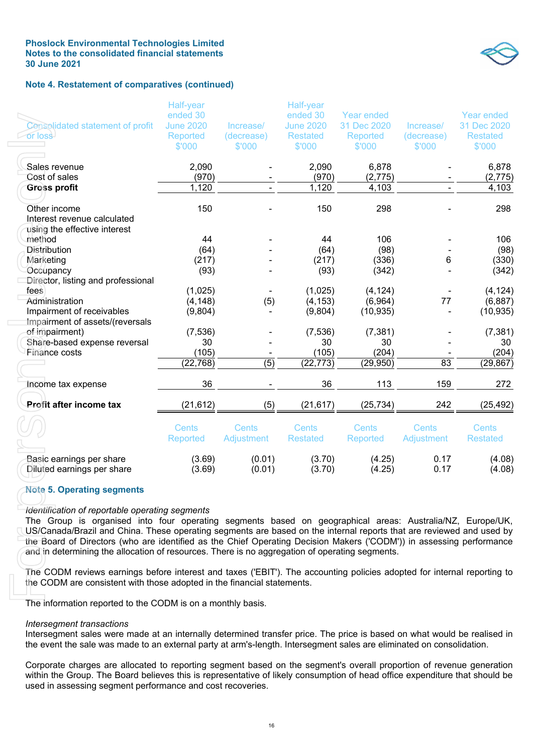## Note 4. Restatement of comparatives (continued)

| Consolidated statement of profit or loss | Half-year ended 30 June 2020 Reported $'000 | Increase/ (decrease) $'000 | Half-year ended 30 June 2020 Restated $'000 | Year ended 31 Dec 2020 Reported $'000 | Increase/ (decrease) $'000 | Year ended 31 Dec 2020 Restated $'000 |
|---|---|---|---|---|---|---|
| Sales revenue | 2,090 | - | 2,090 | 6,878 | - | 6,878 |
| Cost of sales | (970) | - | (970) | (2,775) | - | (2,775) |
| **Gross profit** | 1,120 | - | 1,120 | 4,103 | - | 4,103 |
| Other income | 150 | - | 150 | 298 | - | 298 |
| Interest revenue calculated using the effective interest method | 44 | - | 44 | 106 | - | 106 |
| Distribution | (64) | - | (64) | (98) | - | (98) |
| Marketing | (217) | - | (217) | (336) | 6 | (330) |
| Occupancy | (93) | - | (93) | (342) | - | (342) |
| Director, listing and professional fees | (1,025) | - | (1,025) | (4,124) | - | (4,124) |
| Administration | (4,148) | (5) | (4,153) | (6,964) | 77 | (6,887) |
| Impairment of receivables | (9,804) | - | (9,804) | (10,935) | - | (10,935) |
| Impairment of assets/(reversals of impairment) | (7,536) | - | (7,536) | (7,381) | - | (7,381) |
| Share-based expense reversal | 30 | - | 30 | 30 | - | 30 |
| Finance costs | (105) | - | (105) | (204) | - | (204) |
| | (22,768) | (5) | (22,773) | (29,950) | 83 | (29,867) |
| Income tax expense | 36 | - | 36 | 113 | 159 | 272 |
| **Profit after income tax** | (21,612) | (5) | (21,617) | (25,734) | 242 | (25,492) |

| | Cents Reported | Cents Adjustment | Cents Restated | Cents Reported | Cents Adjustment | Cents Restated |
|---|---|---|---|---|---|---|
| Basic earnings per share | (3.69) | (0.01) | (3.70) | (4.25) | 0.17 | (4.08) |
| Diluted earnings per share | (3.69) | (0.01) | (3.70) | (4.25) | 0.17 | (4.08) |

## Note 5. Operating segments

*Identification of reportable operating segments*

The Group is organised into four operating segments based on geographical areas: Australia/NZ, Europe/UK, US/Canada/Brazil and China. These operating segments are based on the internal reports that are reviewed and used by the Board of Directors (who are identified as the Chief Operating Decision Makers ('CODM')) in assessing performance and in determining the allocation of resources. There is no aggregation of operating segments.

The CODM reviews earnings before interest and taxes ('EBIT'). The accounting policies adopted for internal reporting to the CODM are consistent with those adopted in the financial statements.

The information reported to the CODM is on a monthly basis.

*Intersegment transactions*

Intersegment sales were made at an internally determined transfer price. The price is based on what would be realised in the event the sale was made to an external party at arm's-length. Intersegment sales are eliminated on consolidation.

Corporate charges are allocated to reporting segment based on the segment's overall proportion of revenue generation within the Group. The Board believes this is representative of likely consumption of head office expenditure that should be used in assessing segment performance and cost recoveries.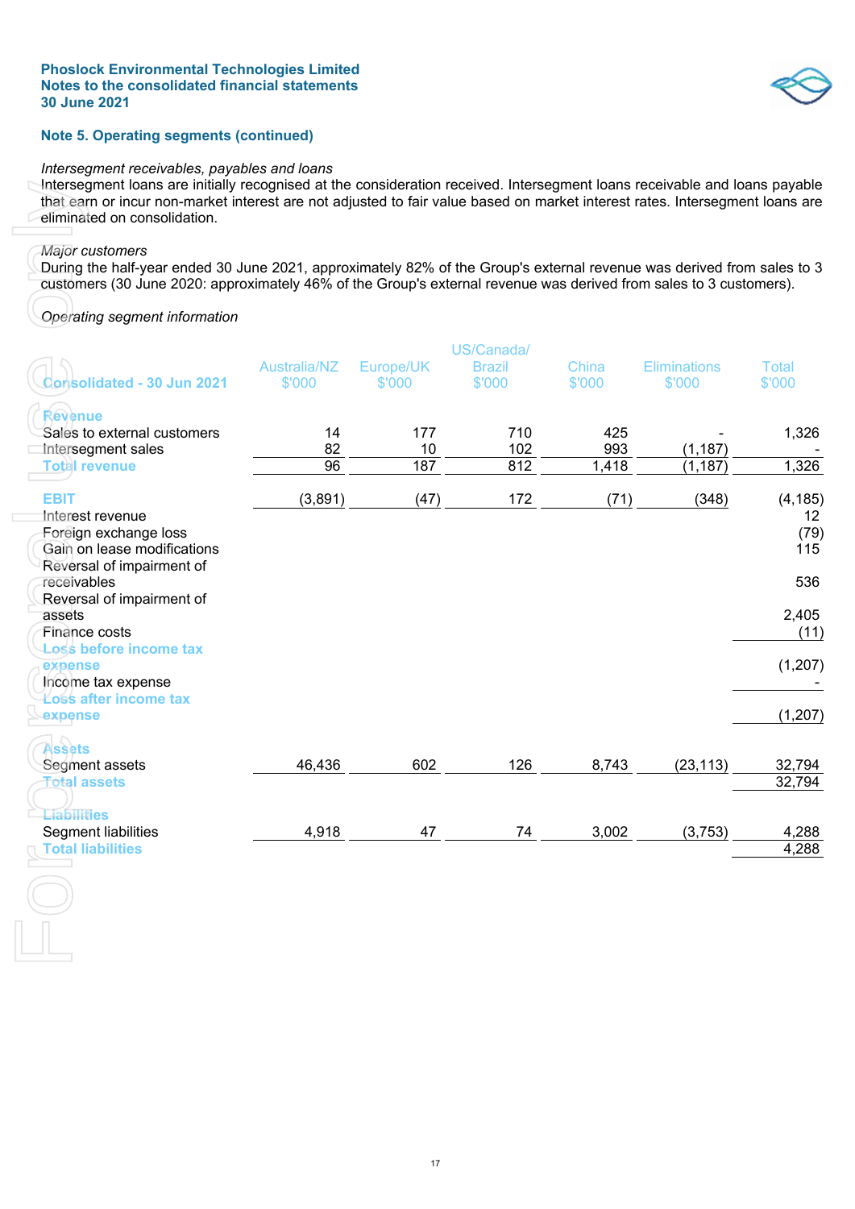Phoslock Environmental Technologies Limited
Notes to the consolidated financial statements
30 June 2021

## Note 5. Operating segments (continued)

*Intersegment receivables, payables and loans*

Intersegment loans are initially recognised at the consideration received. Intersegment loans receivable and loans payable that earn or incur non-market interest are not adjusted to fair value based on market interest rates. Intersegment loans are eliminated on consolidation.

*Major customers*

During the half-year ended 30 June 2021, approximately 82% of the Group's external revenue was derived from sales to 3 customers (30 June 2020: approximately 46% of the Group's external revenue was derived from sales to 3 customers).

*Operating segment information*

| Consolidated - 30 Jun 2021 | Australia/NZ $'000 | Europe/UK $'000 | US/Canada/ Brazil $'000 | China $'000 | Eliminations $'000 | Total $'000 |
|---|---|---|---|---|---|---|
| **Revenue** | | | | | | |
| Sales to external customers | 14 | 177 | 710 | 425 | - | 1,326 |
| Intersegment sales | 82 | 10 | 102 | 993 | (1,187) | - |
| **Total revenue** | 96 | 187 | 812 | 1,418 | (1,187) | 1,326 |
| | | | | | | |
| **EBIT** | (3,891) | (47) | 172 | (71) | (348) | (4,185) |
| Interest revenue | | | | | | 12 |
| Foreign exchange loss | | | | | | (79) |
| Gain on lease modifications | | | | | | 115 |
| Reversal of impairment of receivables | | | | | | 536 |
| Reversal of impairment of assets | | | | | | 2,405 |
| Finance costs | | | | | | (11) |
| **Loss before income tax expense** | | | | | | (1,207) |
| Income tax expense | | | | | | - |
| **Loss after income tax expense** | | | | | | (1,207) |
| | | | | | | |
| **Assets** | | | | | | |
| Segment assets | 46,436 | 602 | 126 | 8,743 | (23,113) | 32,794 |
| **Total assets** | | | | | | 32,794 |
| | | | | | | |
| **Liabilities** | | | | | | |
| Segment liabilities | 4,918 | 47 | 74 | 3,002 | (3,753) | 4,288 |
| **Total liabilities** | | | | | | 4,288 |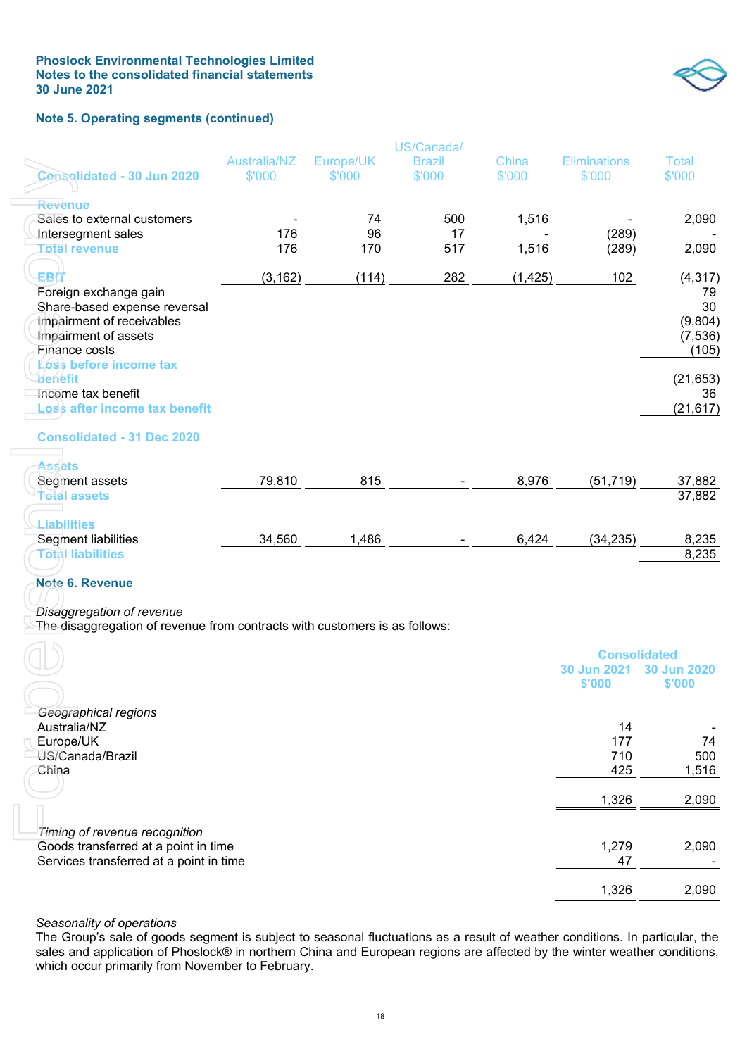**Phoslock Environmental Technologies Limited**
**Notes to the consolidated financial statements**
**30 June 2021**

## Note 5. Operating segments (continued)

| Consolidated - 30 Jun 2020 | Australia/NZ $'000 | Europe/UK $'000 | US/Canada/ Brazil $'000 | China $'000 | Eliminations $'000 | Total $'000 |
|---|---|---|---|---|---|---|
| **Revenue** | | | | | | |
| Sales to external customers | - | 74 | 500 | 1,516 | - | 2,090 |
| Intersegment sales | 176 | 96 | 17 | - | (289) | - |
| **Total revenue** | 176 | 170 | 517 | 1,516 | (289) | 2,090 |
| | | | | | | |
| **EBIT** | (3,162) | (114) | 282 | (1,425) | 102 | (4,317) |
| Foreign exchange gain | | | | | | 79 |
| Share-based expense reversal | | | | | | 30 |
| Impairment of receivables | | | | | | (9,804) |
| Impairment of assets | | | | | | (7,536) |
| Finance costs | | | | | | (105) |
| **Loss before income tax benefit** | | | | | | (21,653) |
| Income tax benefit | | | | | | 36 |
| **Loss after income tax benefit** | | | | | | (21,617) |
| | | | | | | |
| **Consolidated - 31 Dec 2020** | | | | | | |
| | | | | | | |
| **Assets** | | | | | | |
| Segment assets | 79,810 | 815 | - | 8,976 | (51,719) | 37,882 |
| **Total assets** | | | | | | 37,882 |
| | | | | | | |
| **Liabilities** | | | | | | |
| Segment liabilities | 34,560 | 1,486 | - | 6,424 | (34,235) | 8,235 |
| **Total liabilities** | | | | | | 8,235 |

## Note 6. Revenue

*Disaggregation of revenue*
The disaggregation of revenue from contracts with customers is as follows:

| | Consolidated | |
|---|---|---|
| | 30 Jun 2021 $'000 | 30 Jun 2020 $'000 |
| *Geographical regions* | | |
| Australia/NZ | 14 | - |
| Europe/UK | 177 | 74 |
| US/Canada/Brazil | 710 | 500 |
| China | 425 | 1,516 |
| | 1,326 | 2,090 |
| | | |
| *Timing of revenue recognition* | | |
| Goods transferred at a point in time | 1,279 | 2,090 |
| Services transferred at a point in time | 47 | - |
| | 1,326 | 2,090 |

*Seasonality of operations*
The Group's sale of goods segment is subject to seasonal fluctuations as a result of weather conditions. In particular, the sales and application of Phoslock® in northern China and European regions are affected by the winter weather conditions, which occur primarily from November to February.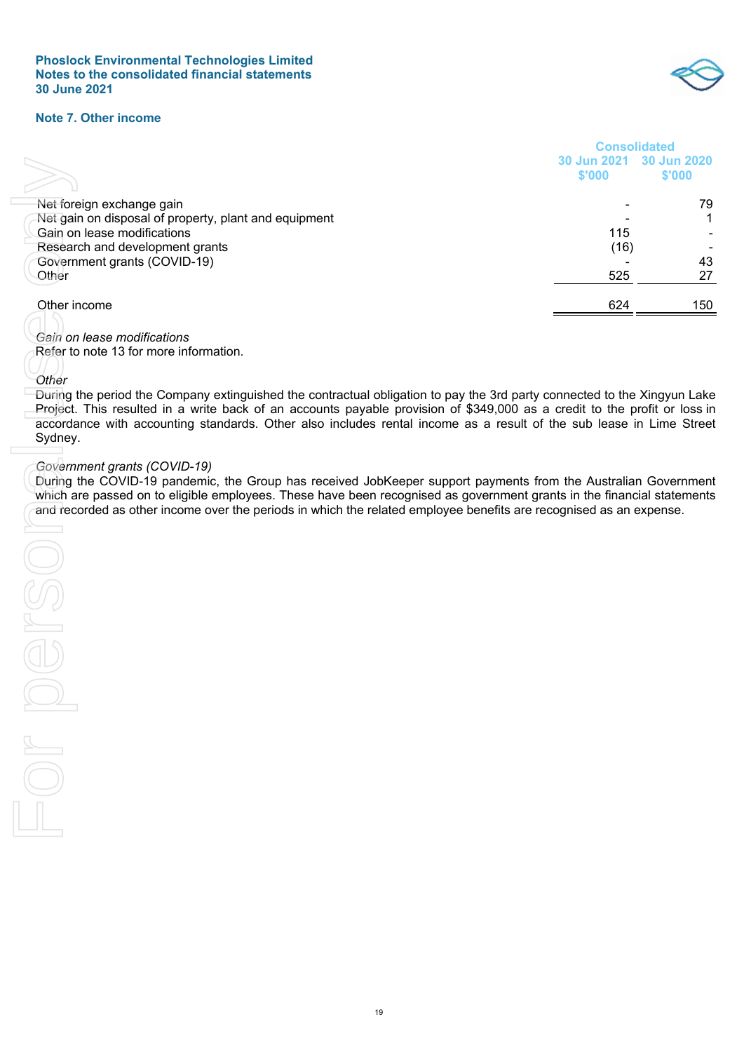## Note 7. Other income

| | Consolidated | |
|---|---|---|
| | 30 Jun 2021 $'000 | 30 Jun 2020 $'000 |
| Net foreign exchange gain | - | 79 |
| Net gain on disposal of property, plant and equipment | - | 1 |
| Gain on lease modifications | 115 | - |
| Research and development grants | (16) | - |
| Government grants (COVID-19) | - | 43 |
| Other | 525 | 27 |
| Other income | 624 | 150 |

*Gain on lease modifications*
Refer to note 13 for more information.

*Other*
During the period the Company extinguished the contractual obligation to pay the 3rd party connected to the Xingyun Lake Project. This resulted in a write back of an accounts payable provision of $349,000 as a credit to the profit or loss in accordance with accounting standards. Other also includes rental income as a result of the sub lease in Lime Street Sydney.

*Government grants (COVID-19)*
During the COVID-19 pandemic, the Group has received JobKeeper support payments from the Australian Government which are passed on to eligible employees. These have been recognised as government grants in the financial statements and recorded as other income over the periods in which the related employee benefits are recognised as an expense.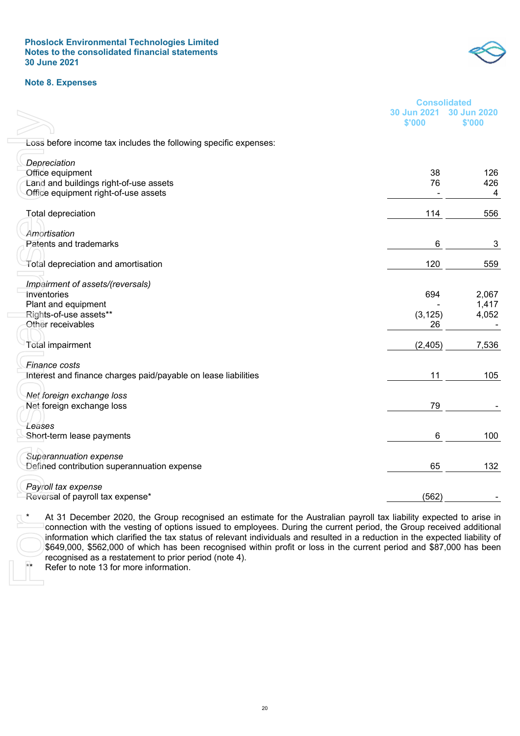## Note 8. Expenses

| | Consolidated | |
|---|---|---|
| | 30 Jun 2021 $'000 | 30 Jun 2020 $'000 |
| Loss before income tax includes the following specific expenses: | | |
| *Depreciation* | | |
| Office equipment | 38 | 126 |
| Land and buildings right-of-use assets | 76 | 426 |
| Office equipment right-of-use assets | - | 4 |
| Total depreciation | 114 | 556 |
| *Amortisation* | | |
| Patents and trademarks | 6 | 3 |
| Total depreciation and amortisation | 120 | 559 |
| *Impairment of assets/(reversals)* | | |
| Inventories | 694 | 2,067 |
| Plant and equipment | - | 1,417 |
| Rights-of-use assets** | (3,125) | 4,052 |
| Other receivables | 26 | - |
| Total impairment | (2,405) | 7,536 |
| *Finance costs* | | |
| Interest and finance charges paid/payable on lease liabilities | 11 | 105 |
| *Net foreign exchange loss* | | |
| Net foreign exchange loss | 79 | - |
| *Leases* | | |
| Short-term lease payments | 6 | 100 |
| *Superannuation expense* | | |
| Defined contribution superannuation expense | 65 | 132 |
| *Payroll tax expense* | | |
| Reversal of payroll tax expense* | (562) | - |

\* At 31 December 2020, the Group recognised an estimate for the Australian payroll tax liability expected to arise in connection with the vesting of options issued to employees. During the current period, the Group received additional information which clarified the tax status of relevant individuals and resulted in a reduction in the expected liability of $649,000, $562,000 of which has been recognised within profit or loss in the current period and $87,000 has been recognised as a restatement to prior period (note 4).

\*\* Refer to note 13 for more information.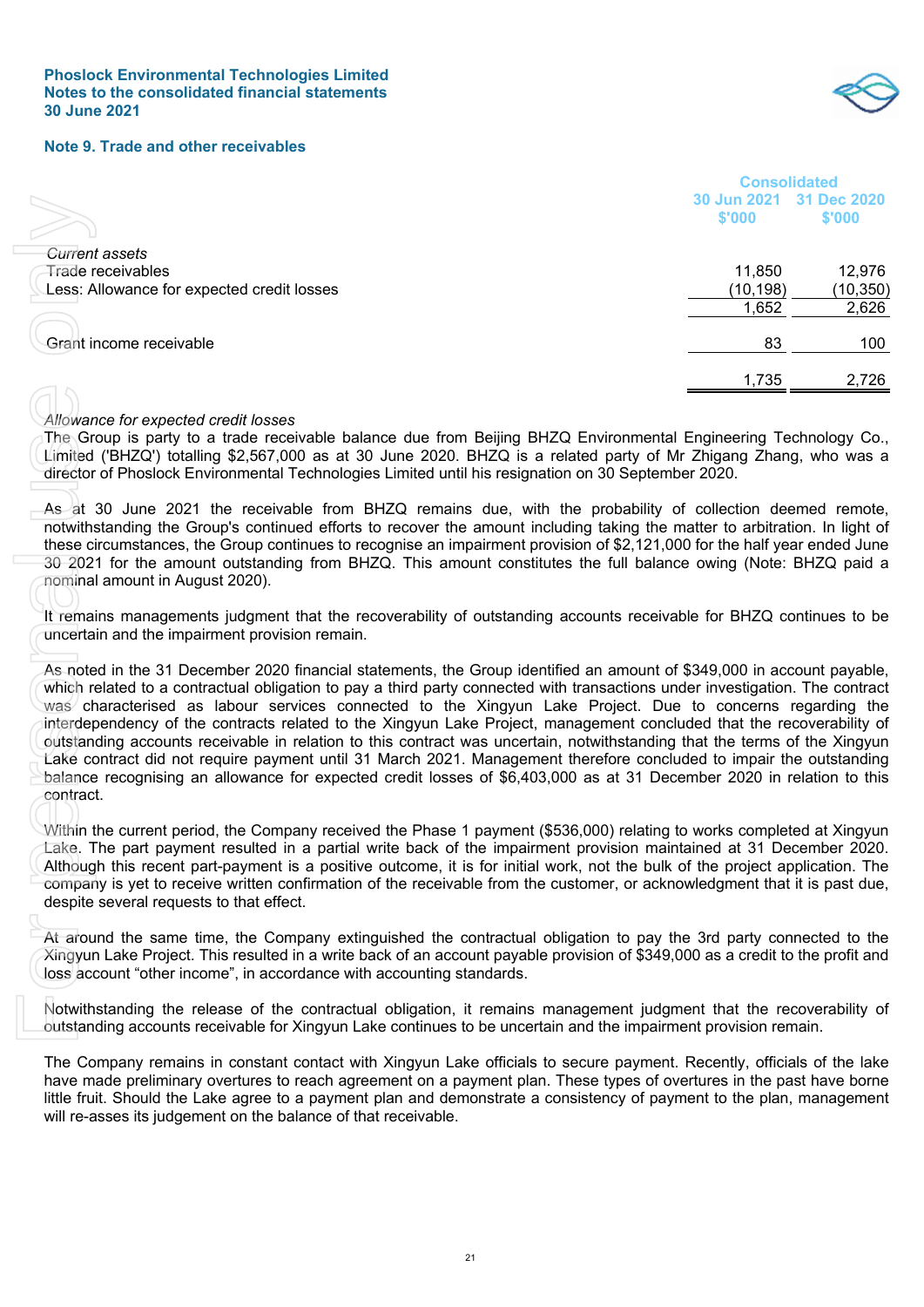Phoslock Environmental Technologies Limited
Notes to the consolidated financial statements
30 June 2021

## Note 9. Trade and other receivables

| | Consolidated | |
|---|---|---|
| | 30 Jun 2021 $'000 | 31 Dec 2020 $'000 |
| *Current assets* | | |
| Trade receivables | 11,850 | 12,976 |
| Less: Allowance for expected credit losses | (10,198) | (10,350) |
| | 1,652 | 2,626 |
| Grant income receivable | 83 | 100 |
| | 1,735 | 2,726 |

*Allowance for expected credit losses*

The Group is party to a trade receivable balance due from Beijing BHZQ Environmental Engineering Technology Co., Limited ('BHZQ') totalling $2,567,000 as at 30 June 2020. BHZQ is a related party of Mr Zhigang Zhang, who was a director of Phoslock Environmental Technologies Limited until his resignation on 30 September 2020.

As at 30 June 2021 the receivable from BHZQ remains due, with the probability of collection deemed remote, notwithstanding the Group's continued efforts to recover the amount including taking the matter to arbitration. In light of these circumstances, the Group continues to recognise an impairment provision of $2,121,000 for the half year ended June 30 2021 for the amount outstanding from BHZQ. This amount constitutes the full balance owing (Note: BHZQ paid a nominal amount in August 2020).

It remains managements judgment that the recoverability of outstanding accounts receivable for BHZQ continues to be uncertain and the impairment provision remain.

As noted in the 31 December 2020 financial statements, the Group identified an amount of $349,000 in account payable, which related to a contractual obligation to pay a third party connected with transactions under investigation. The contract was characterised as labour services connected to the Xingyun Lake Project. Due to concerns regarding the interdependency of the contracts related to the Xingyun Lake Project, management concluded that the recoverability of outstanding accounts receivable in relation to this contract was uncertain, notwithstanding that the terms of the Xingyun Lake contract did not require payment until 31 March 2021. Management therefore concluded to impair the outstanding balance recognising an allowance for expected credit losses of $6,403,000 as at 31 December 2020 in relation to this contract.

Within the current period, the Company received the Phase 1 payment ($536,000) relating to works completed at Xingyun Lake. The part payment resulted in a partial write back of the impairment provision maintained at 31 December 2020. Although this recent part-payment is a positive outcome, it is for initial work, not the bulk of the project application. The company is yet to receive written confirmation of the receivable from the customer, or acknowledgment that it is past due, despite several requests to that effect.

At around the same time, the Company extinguished the contractual obligation to pay the 3rd party connected to the Xingyun Lake Project. This resulted in a write back of an account payable provision of $349,000 as a credit to the profit and loss account "other income", in accordance with accounting standards.

Notwithstanding the release of the contractual obligation, it remains management judgment that the recoverability of outstanding accounts receivable for Xingyun Lake continues to be uncertain and the impairment provision remain.

The Company remains in constant contact with Xingyun Lake officials to secure payment. Recently, officials of the lake have made preliminary overtures to reach agreement on a payment plan. These types of overtures in the past have borne little fruit. Should the Lake agree to a payment plan and demonstrate a consistency of payment to the plan, management will re-asses its judgement on the balance of that receivable.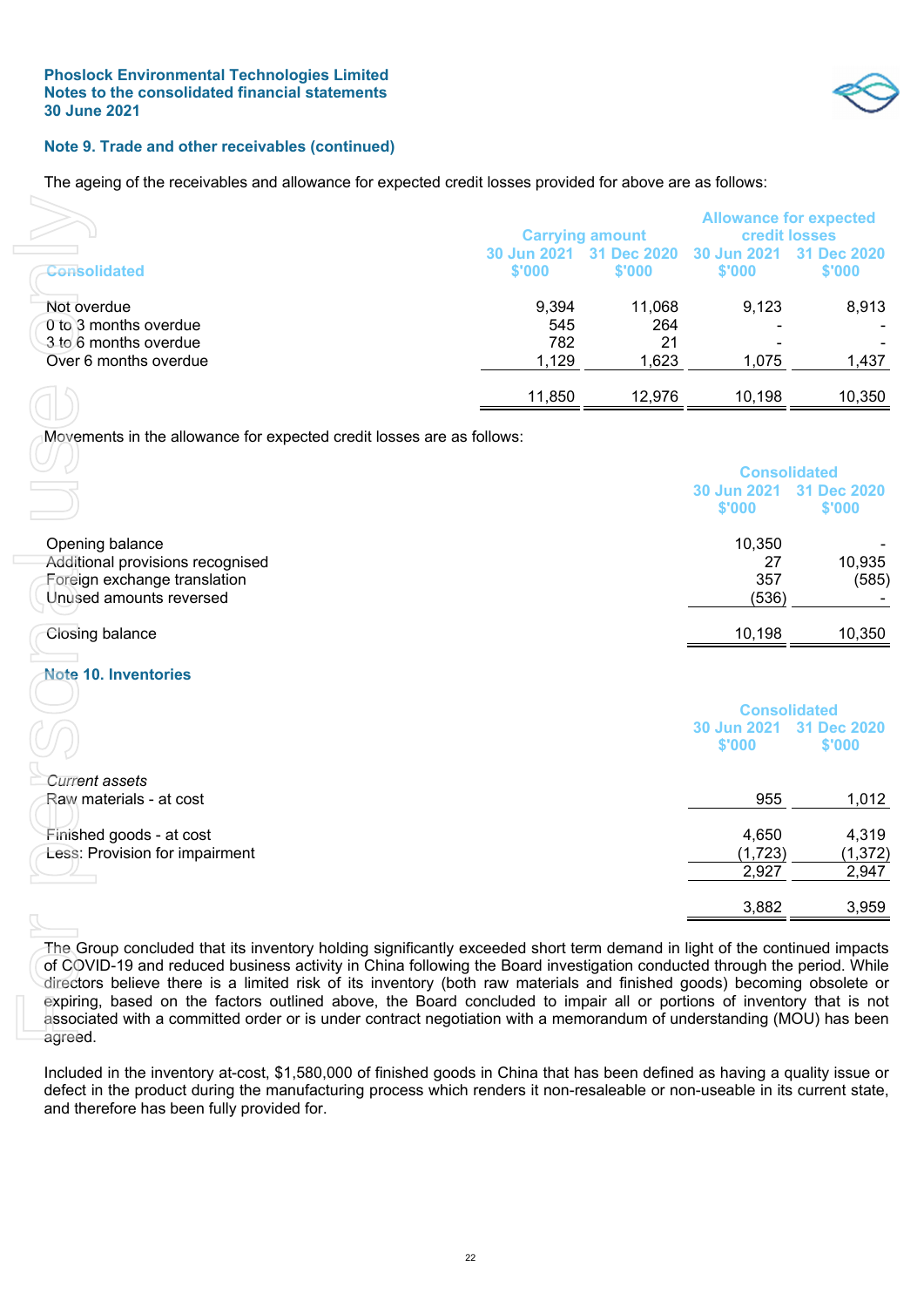## Note 9. Trade and other receivables (continued)

The ageing of the receivables and allowance for expected credit losses provided for above are as follows:

| Consolidated | Carrying amount 30 Jun 2021 $'000 | Carrying amount 31 Dec 2020 $'000 | Allowance for expected credit losses 30 Jun 2021 $'000 | Allowance for expected credit losses 31 Dec 2020 $'000 |
|---|---|---|---|---|
| Not overdue | 9,394 | 11,068 | 9,123 | 8,913 |
| 0 to 3 months overdue | 545 | 264 | - | - |
| 3 to 6 months overdue | 782 | 21 | - | - |
| Over 6 months overdue | 1,129 | 1,623 | 1,075 | 1,437 |
| | 11,850 | 12,976 | 10,198 | 10,350 |

Movements in the allowance for expected credit losses are as follows:

| | Consolidated 30 Jun 2021 $'000 | Consolidated 31 Dec 2020 $'000 |
|---|---|---|
| Opening balance | 10,350 | - |
| Additional provisions recognised | 27 | 10,935 |
| Foreign exchange translation | 357 | (585) |
| Unused amounts reversed | (536) | - |
| Closing balance | 10,198 | 10,350 |

## Note 10. Inventories

| | Consolidated 30 Jun 2021 $'000 | Consolidated 31 Dec 2020 $'000 |
|---|---|---|
| *Current assets* | | |
| Raw materials - at cost | 955 | 1,012 |
| Finished goods - at cost | 4,650 | 4,319 |
| Less: Provision for impairment | (1,723) | (1,372) |
| | 2,927 | 2,947 |
| | 3,882 | 3,959 |

The Group concluded that its inventory holding significantly exceeded short term demand in light of the continued impacts of COVID-19 and reduced business activity in China following the Board investigation conducted through the period. While directors believe there is a limited risk of its inventory (both raw materials and finished goods) becoming obsolete or expiring, based on the factors outlined above, the Board concluded to impair all or portions of inventory that is not associated with a committed order or is under contract negotiation with a memorandum of understanding (MOU) has been agreed.

Included in the inventory at-cost, $1,580,000 of finished goods in China that has been defined as having a quality issue or defect in the product during the manufacturing process which renders it non-resaleable or non-useable in its current state, and therefore has been fully provided for.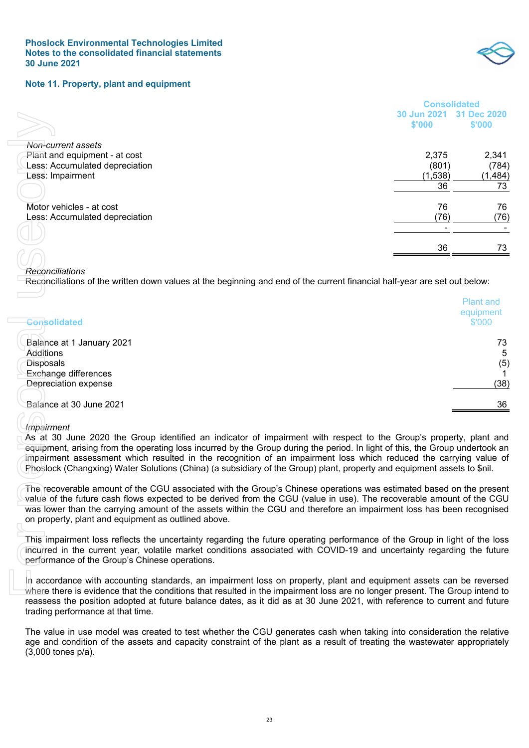**Phoslock Environmental Technologies Limited**
**Notes to the consolidated financial statements**
**30 June 2021**

## Note 11. Property, plant and equipment

| | Consolidated | |
|---|---|---|
| | 30 Jun 2021 $'000 | 31 Dec 2020 $'000 |
| *Non-current assets* | | |
| Plant and equipment - at cost | 2,375 | 2,341 |
| Less: Accumulated depreciation | (801) | (784) |
| Less: Impairment | (1,538) | (1,484) |
| | 36 | 73 |
| | | |
| Motor vehicles - at cost | 76 | 76 |
| Less: Accumulated depreciation | (76) | (76) |
| | - | - |
| | | |
| | 36 | 73 |

*Reconciliations*
Reconciliations of the written down values at the beginning and end of the current financial half-year are set out below:

| Consolidated | Plant and equipment $'000 |
|---|---|
| Balance at 1 January 2021 | 73 |
| Additions | 5 |
| Disposals | (5) |
| Exchange differences | 1 |
| Depreciation expense | (38) |
| | |
| Balance at 30 June 2021 | 36 |

*Impairment*
As at 30 June 2020 the Group identified an indicator of impairment with respect to the Group's property, plant and equipment, arising from the operating loss incurred by the Group during the period. In light of this, the Group undertook an impairment assessment which resulted in the recognition of an impairment loss which reduced the carrying value of Phoslock (Changxing) Water Solutions (China) (a subsidiary of the Group) plant, property and equipment assets to $nil.

The recoverable amount of the CGU associated with the Group's Chinese operations was estimated based on the present value of the future cash flows expected to be derived from the CGU (value in use). The recoverable amount of the CGU was lower than the carrying amount of the assets within the CGU and therefore an impairment loss has been recognised on property, plant and equipment as outlined above.

This impairment loss reflects the uncertainty regarding the future operating performance of the Group in light of the loss incurred in the current year, volatile market conditions associated with COVID-19 and uncertainty regarding the future performance of the Group's Chinese operations.

In accordance with accounting standards, an impairment loss on property, plant and equipment assets can be reversed where there is evidence that the conditions that resulted in the impairment loss are no longer present. The Group intend to reassess the position adopted at future balance dates, as it did as at 30 June 2021, with reference to current and future trading performance at that time.

The value in use model was created to test whether the CGU generates cash when taking into consideration the relative age and condition of the assets and capacity constraint of the plant as a result of treating the wastewater appropriately (3,000 tones p/a).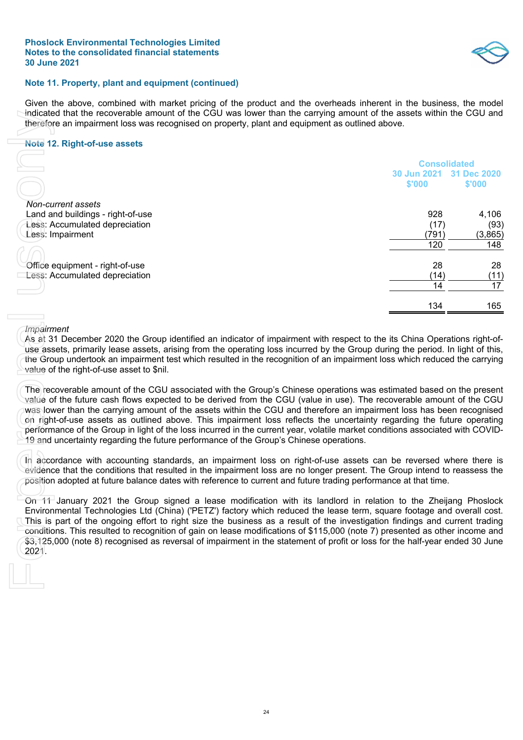Phoslock Environmental Technologies Limited
Notes to the consolidated financial statements
30 June 2021

## Note 11. Property, plant and equipment (continued)

Given the above, combined with market pricing of the product and the overheads inherent in the business, the model indicated that the recoverable amount of the CGU was lower than the carrying amount of the assets within the CGU and therefore an impairment loss was recognised on property, plant and equipment as outlined above.

## Note 12. Right-of-use assets

| | Consolidated | |
|---|---|---|
| | 30 Jun 2021 $'000 | 31 Dec 2020 $'000 |
| *Non-current assets* | | |
| Land and buildings - right-of-use | 928 | 4,106 |
| Less: Accumulated depreciation | (17) | (93) |
| Less: Impairment | (791) | (3,865) |
| | 120 | 148 |
| | | |
| Office equipment - right-of-use | 28 | 28 |
| Less: Accumulated depreciation | (14) | (11) |
| | 14 | 17 |
| | | |
| | 134 | 165 |

*Impairment*

As at 31 December 2020 the Group identified an indicator of impairment with respect to the its China Operations right-of-use assets, primarily lease assets, arising from the operating loss incurred by the Group during the period. In light of this, the Group undertook an impairment test which resulted in the recognition of an impairment loss which reduced the carrying value of the right-of-use asset to $nil.

The recoverable amount of the CGU associated with the Group's Chinese operations was estimated based on the present value of the future cash flows expected to be derived from the CGU (value in use). The recoverable amount of the CGU was lower than the carrying amount of the assets within the CGU and therefore an impairment loss has been recognised on right-of-use assets as outlined above. This impairment loss reflects the uncertainty regarding the future operating performance of the Group in light of the loss incurred in the current year, volatile market conditions associated with COVID-19 and uncertainty regarding the future performance of the Group's Chinese operations.

In accordance with accounting standards, an impairment loss on right-of-use assets can be reversed where there is evidence that the conditions that resulted in the impairment loss are no longer present. The Group intend to reassess the position adopted at future balance dates with reference to current and future trading performance at that time.

On 11 January 2021 the Group signed a lease modification with its landlord in relation to the Zheijang Phoslock Environmental Technologies Ltd (China) ('PETZ') factory which reduced the lease term, square footage and overall cost. This is part of the ongoing effort to right size the business as a result of the investigation findings and current trading conditions. This resulted to recognition of gain on lease modifications of $115,000 (note 7) presented as other income and $3,125,000 (note 8) recognised as reversal of impairment in the statement of profit or loss for the half-year ended 30 June 2021.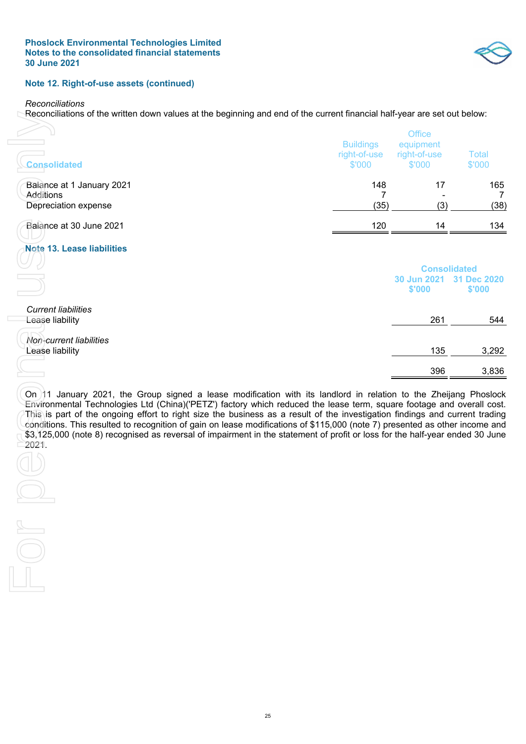## Note 12. Right-of-use assets (continued)

*Reconciliations*

Reconciliations of the written down values at the beginning and end of the current financial half-year are set out below:

| Consolidated | Buildings right-of-use $'000 | Office equipment right-of-use $'000 | Total $'000 |
|---|---|---|---|
| Balance at 1 January 2021 | 148 | 17 | 165 |
| Additions | 7 | - | 7 |
| Depreciation expense | (35) | (3) | (38) |
| Balance at 30 June 2021 | 120 | 14 | 134 |

## Note 13. Lease liabilities

| | Consolidated | |
|---|---|---|
| | 30 Jun 2021 $'000 | 31 Dec 2020 $'000 |
| *Current liabilities* | | |
| Lease liability | 261 | 544 |
| *Non-current liabilities* | | |
| Lease liability | 135 | 3,292 |
| | 396 | 3,836 |

On 11 January 2021, the Group signed a lease modification with its landlord in relation to the Zheijang Phoslock Environmental Technologies Ltd (China)('PETZ') factory which reduced the lease term, square footage and overall cost. This is part of the ongoing effort to right size the business as a result of the investigation findings and current trading conditions. This resulted to recognition of gain on lease modifications of $115,000 (note 7) presented as other income and $3,125,000 (note 8) recognised as reversal of impairment in the statement of profit or loss for the half-year ended 30 June 2021.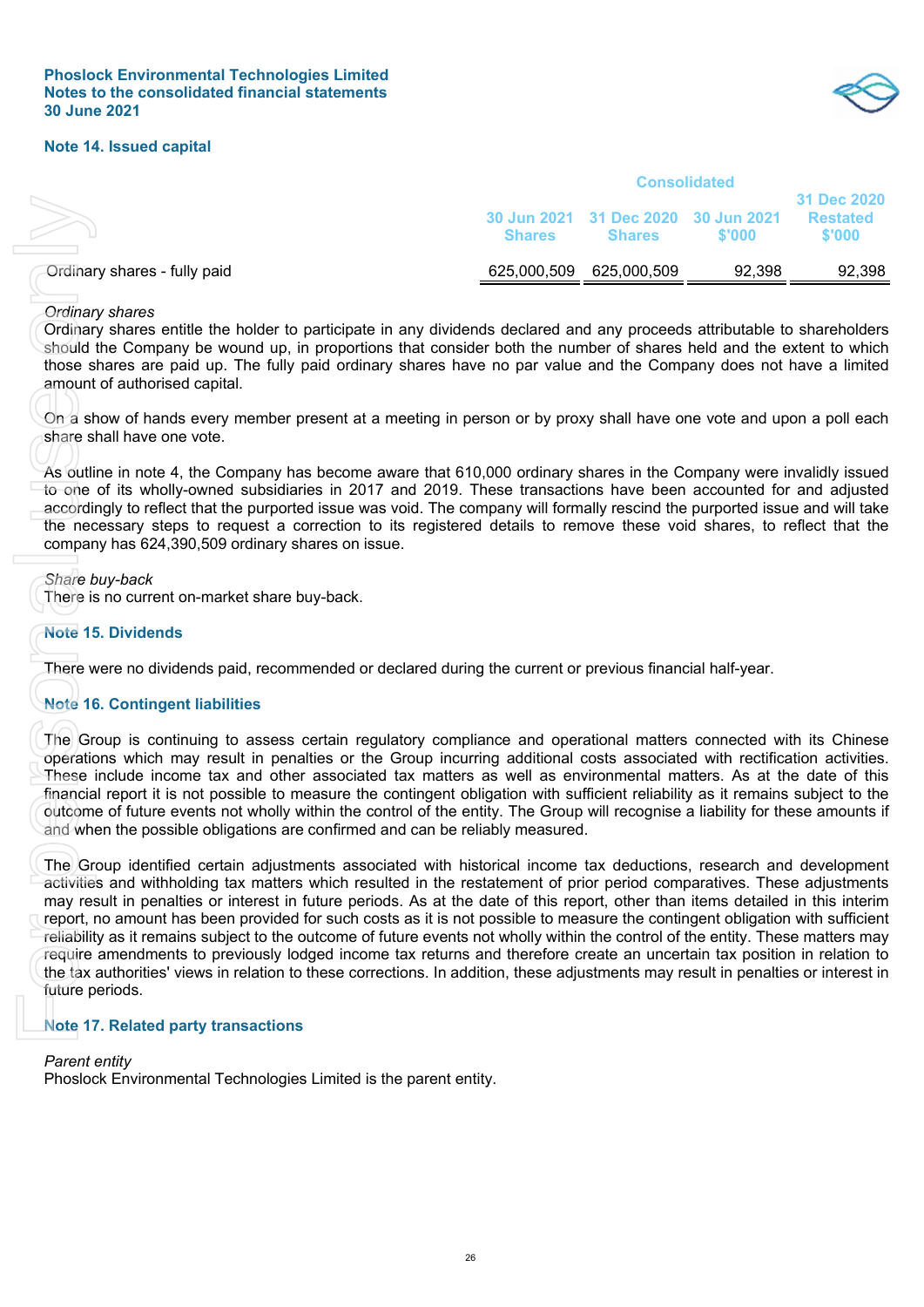## Note 14. Issued capital

| | Consolidated | | | |
|---|---|---|---|---|
| | 30 Jun 2021 Shares | 31 Dec 2020 Shares | 30 Jun 2021 $'000 | 31 Dec 2020 Restated $'000 |
| Ordinary shares - fully paid | 625,000,509 | 625,000,509 | 92,398 | 92,398 |

*Ordinary shares*

Ordinary shares entitle the holder to participate in any dividends declared and any proceeds attributable to shareholders should the Company be wound up, in proportions that consider both the number of shares held and the extent to which those shares are paid up. The fully paid ordinary shares have no par value and the Company does not have a limited amount of authorised capital.

On a show of hands every member present at a meeting in person or by proxy shall have one vote and upon a poll each share shall have one vote.

As outline in note 4, the Company has become aware that 610,000 ordinary shares in the Company were invalidly issued to one of its wholly-owned subsidiaries in 2017 and 2019. These transactions have been accounted for and adjusted accordingly to reflect that the purported issue was void. The company will formally rescind the purported issue and will take the necessary steps to request a correction to its registered details to remove these void shares, to reflect that the company has 624,390,509 ordinary shares on issue.

*Share buy-back*

There is no current on-market share buy-back.

## Note 15. Dividends

There were no dividends paid, recommended or declared during the current or previous financial half-year.

## Note 16. Contingent liabilities

The Group is continuing to assess certain regulatory compliance and operational matters connected with its Chinese operations which may result in penalties or the Group incurring additional costs associated with rectification activities. These include income tax and other associated tax matters as well as environmental matters. As at the date of this financial report it is not possible to measure the contingent obligation with sufficient reliability as it remains subject to the outcome of future events not wholly within the control of the entity. The Group will recognise a liability for these amounts if and when the possible obligations are confirmed and can be reliably measured.

The Group identified certain adjustments associated with historical income tax deductions, research and development activities and withholding tax matters which resulted in the restatement of prior period comparatives. These adjustments may result in penalties or interest in future periods. As at the date of this report, other than items detailed in this interim report, no amount has been provided for such costs as it is not possible to measure the contingent obligation with sufficient reliability as it remains subject to the outcome of future events not wholly within the control of the entity. These matters may require amendments to previously lodged income tax returns and therefore create an uncertain tax position in relation to the tax authorities' views in relation to these corrections. In addition, these adjustments may result in penalties or interest in future periods.

## Note 17. Related party transactions

*Parent entity*

Phoslock Environmental Technologies Limited is the parent entity.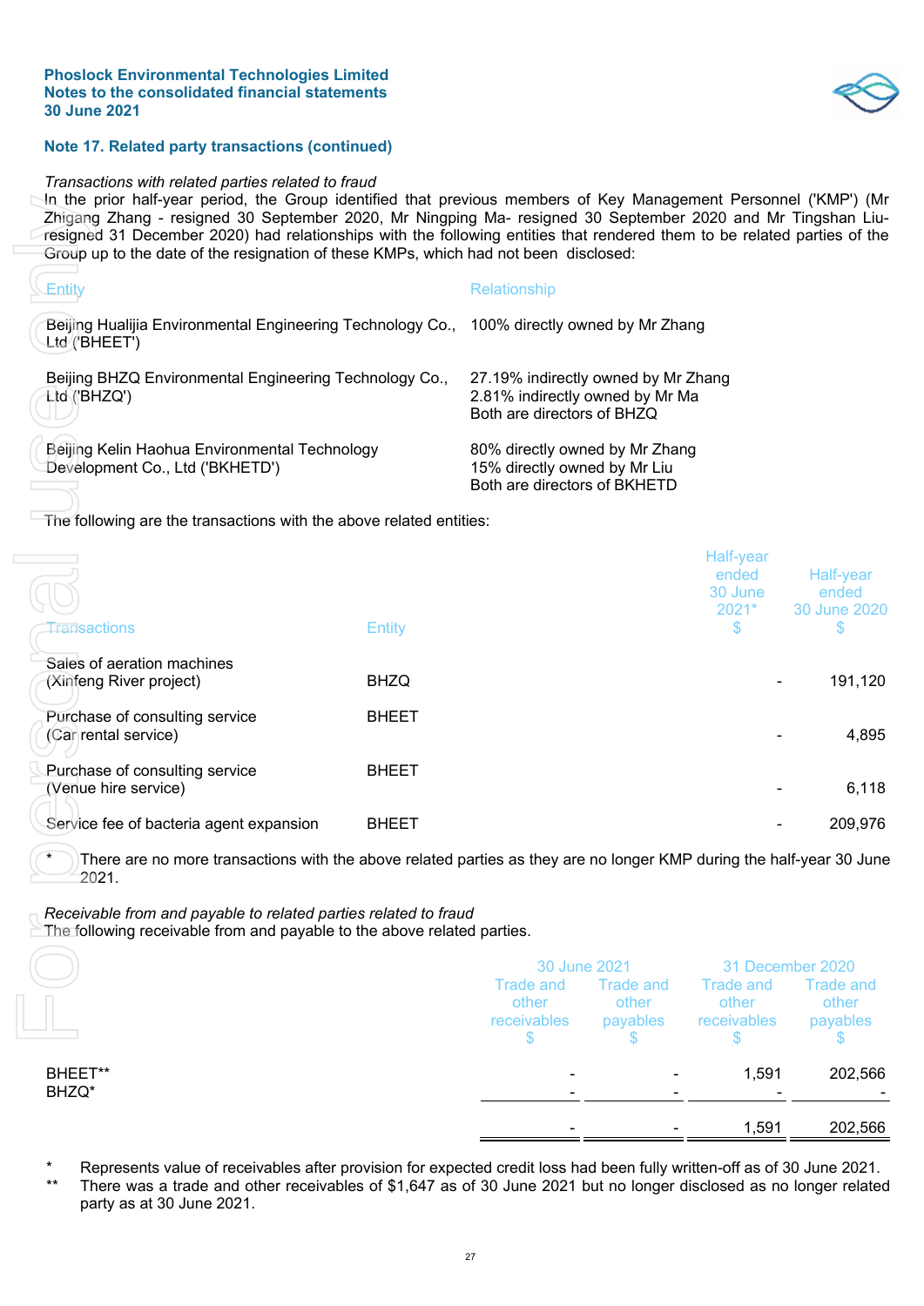## Note 17. Related party transactions (continued)

*Transactions with related parties related to fraud*

In the prior half-year period, the Group identified that previous members of Key Management Personnel ('KMP') (Mr Zhigang Zhang - resigned 30 September 2020, Mr Ningping Ma- resigned 30 September 2020 and Mr Tingshan Liu- resigned 31 December 2020) had relationships with the following entities that rendered them to be related parties of the Group up to the date of the resignation of these KMPs, which had not been disclosed:

| Entity | Relationship |
|---|---|
| Beijing Hualijia Environmental Engineering Technology Co., Ltd ('BHEET') | 100% directly owned by Mr Zhang |
| Beijing BHZQ Environmental Engineering Technology Co., Ltd ('BHZQ') | 27.19% indirectly owned by Mr Zhang<br>2.81% indirectly owned by Mr Ma<br>Both are directors of BHZQ |
| Beijing Kelin Haohua Environmental Technology Development Co., Ltd ('BKHETD') | 80% directly owned by Mr Zhang<br>15% directly owned by Mr Liu<br>Both are directors of BKHETD |

The following are the transactions with the above related entities:

| Transactions | Entity | Half-year ended 30 June 2021* $ | Half-year ended 30 June 2020 $ |
|---|---|---|---|
| Sales of aeration machines (Xinfeng River project) | BHZQ | - | 191,120 |
| Purchase of consulting service (Car rental service) | BHEET | - | 4,895 |
| Purchase of consulting service (Venue hire service) | BHEET | - | 6,118 |
| Service fee of bacteria agent expansion | BHEET | - | 209,976 |

\* There are no more transactions with the above related parties as they are no longer KMP during the half-year 30 June 2021.

*Receivable from and payable to related parties related to fraud*

The following receivable from and payable to the above related parties.

| | 30 June 2021 | | 31 December 2020 | |
|---|---|---|---|---|
| | Trade and other receivables $ | Trade and other payables $ | Trade and other receivables $ | Trade and other payables $ |
| BHEET** | - | - | 1,591 | 202,566 |
| BHZQ* | - | - | - | - |
| | - | - | 1,591 | 202,566 |

\* Represents value of receivables after provision for expected credit loss had been fully written-off as of 30 June 2021.

\*\* There was a trade and other receivables of $1,647 as of 30 June 2021 but no longer disclosed as no longer related party as at 30 June 2021.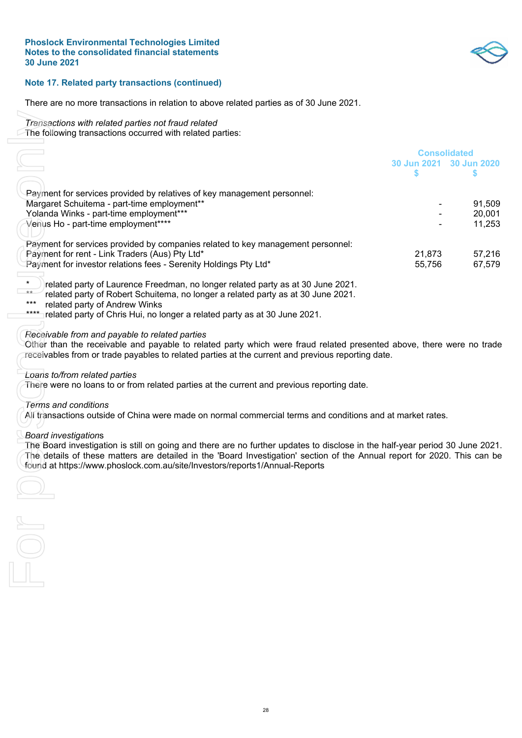### Note 17. Related party transactions (continued)

There are no more transactions in relation to above related parties as of 30 June 2021.

*Transactions with related parties not fraud related*
The following transactions occurred with related parties:

| | Consolidated | |
|---|---|---|
| | 30 Jun 2021 | 30 Jun 2020 |
| | $ | $ |
| Payment for services provided by relatives of key management personnel: | | |
| Margaret Schuitema - part-time employment** | - | 91,509 |
| Yolanda Winks - part-time employment*** | - | 20,001 |
| Venus Ho - part-time employment**** | - | 11,253 |
| | | |
| Payment for services provided by companies related to key management personnel: | | |
| Payment for rent - Link Traders (Aus) Pty Ltd* | 21,873 | 57,216 |
| Payment for investor relations fees - Serenity Holdings Pty Ltd* | 55,756 | 67,579 |

\* related party of Laurence Freedman, no longer related party as at 30 June 2021.
** related party of Robert Schuitema, no longer a related party as at 30 June 2021.
*** related party of Andrew Winks
**** related party of Chris Hui, no longer a related party as at 30 June 2021.

*Receivable from and payable to related parties*
Other than the receivable and payable to related party which were fraud related presented above, there were no trade receivables from or trade payables to related parties at the current and previous reporting date.

*Loans to/from related parties*
There were no loans to or from related parties at the current and previous reporting date.

*Terms and conditions*
All transactions outside of China were made on normal commercial terms and conditions and at market rates.

*Board investigations*
The Board investigation is still on going and there are no further updates to disclose in the half-year period 30 June 2021. The details of these matters are detailed in the 'Board Investigation' section of the Annual report for 2020. This can be found at https://www.phoslock.com.au/site/Investors/reports1/Annual-Reports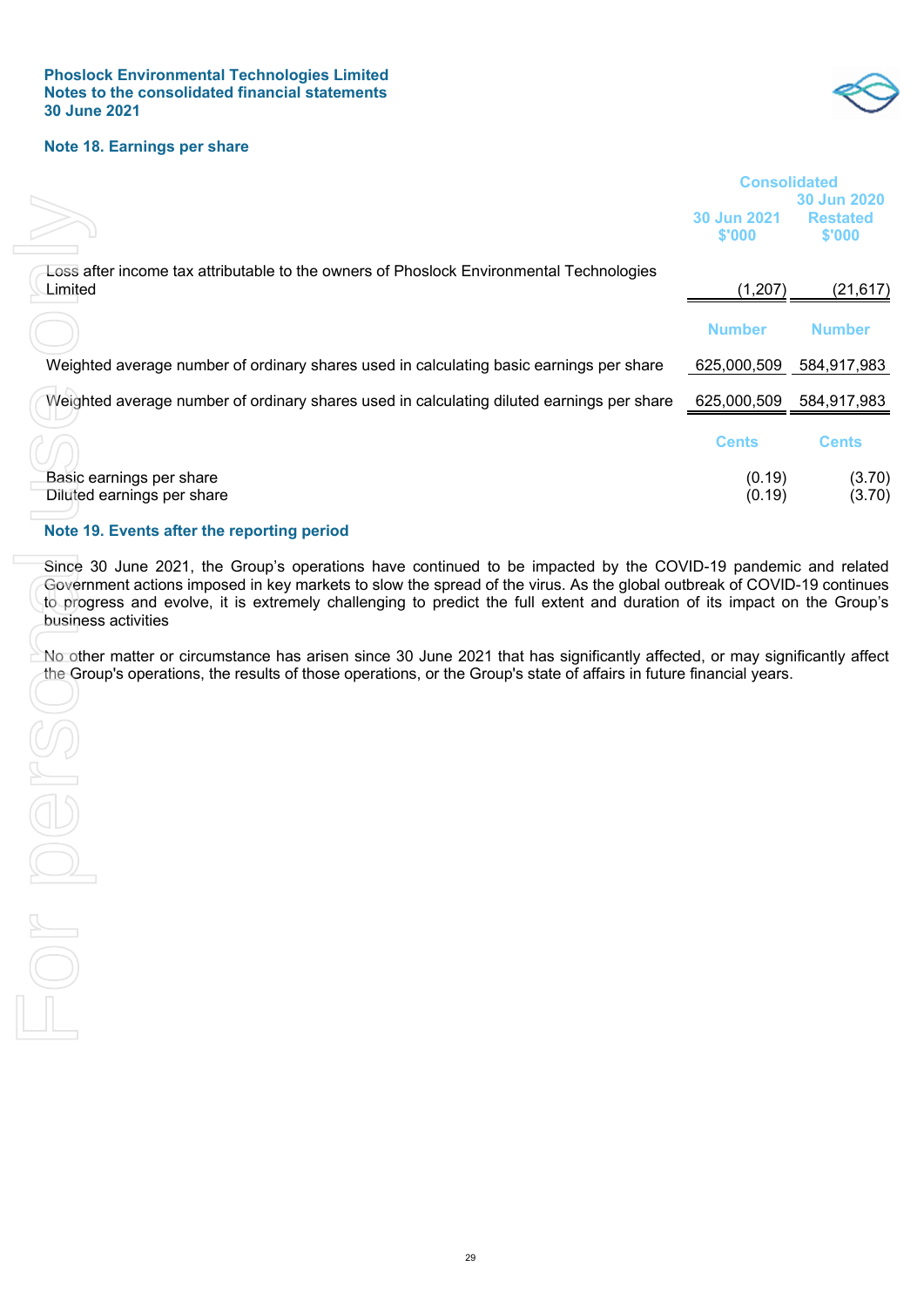## Note 18. Earnings per share

| | Consolidated | |
|---|---|---|
| | 30 Jun 2021 $'000 | 30 Jun 2020 Restated $'000 |
| Loss after income tax attributable to the owners of Phoslock Environmental Technologies Limited | (1,207) | (21,617) |
| | **Number** | **Number** |
| Weighted average number of ordinary shares used in calculating basic earnings per share | 625,000,509 | 584,917,983 |
| Weighted average number of ordinary shares used in calculating diluted earnings per share | 625,000,509 | 584,917,983 |
| | **Cents** | **Cents** |
| Basic earnings per share | (0.19) | (3.70) |
| Diluted earnings per share | (0.19) | (3.70) |

## Note 19. Events after the reporting period

Since 30 June 2021, the Group's operations have continued to be impacted by the COVID-19 pandemic and related Government actions imposed in key markets to slow the spread of the virus. As the global outbreak of COVID-19 continues to progress and evolve, it is extremely challenging to predict the full extent and duration of its impact on the Group's business activities

No other matter or circumstance has arisen since 30 June 2021 that has significantly affected, or may significantly affect the Group's operations, the results of those operations, or the Group's state of affairs in future financial years.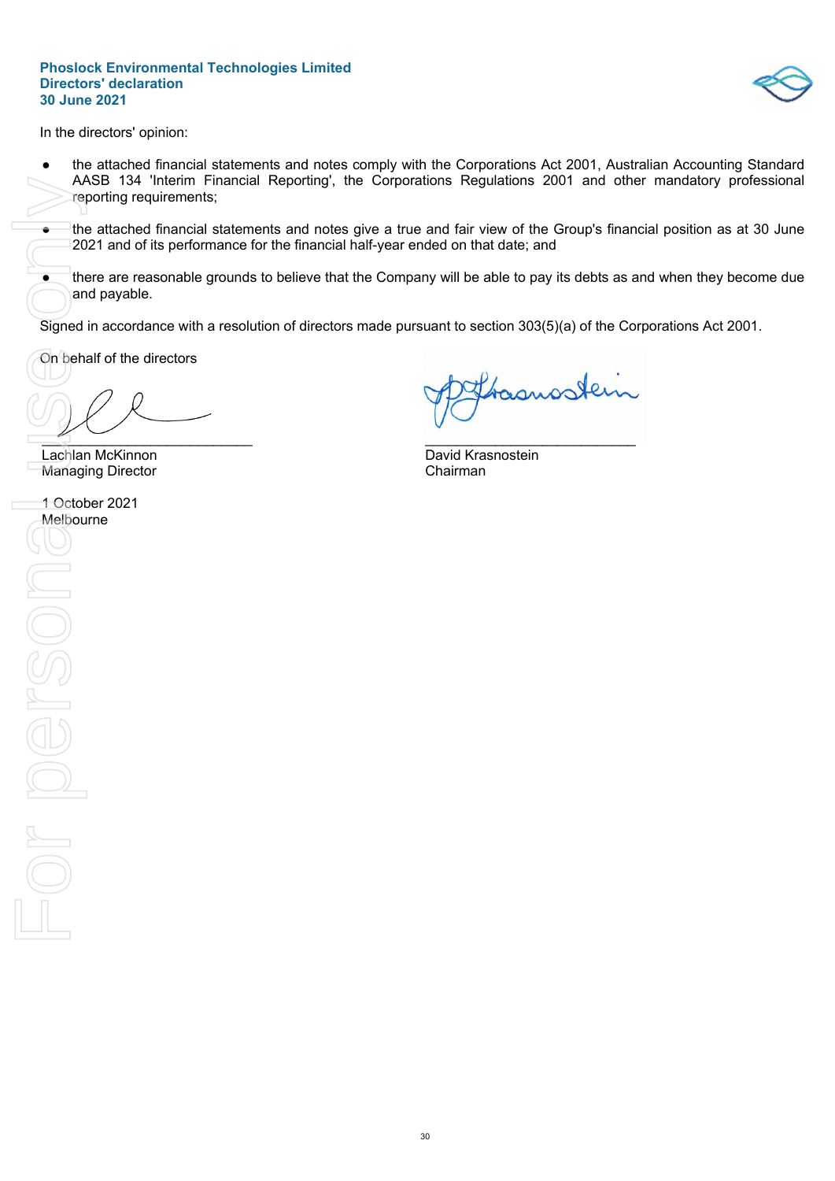**Phoslock Environmental Technologies Limited**
**Directors' declaration**
**30 June 2021**

In the directors' opinion:

- the attached financial statements and notes comply with the Corporations Act 2001, Australian Accounting Standard AASB 134 'Interim Financial Reporting', the Corporations Regulations 2001 and other mandatory professional reporting requirements;
- the attached financial statements and notes give a true and fair view of the Group's financial position as at 30 June 2021 and of its performance for the financial half-year ended on that date; and
- there are reasonable grounds to believe that the Company will be able to pay its debts as and when they become due and payable.

Signed in accordance with a resolution of directors made pursuant to section 303(5)(a) of the Corporations Act 2001.

On behalf of the directors

___________________________
Lachlan McKinnon
Managing Director

___________________________
David Krasnostein
Chairman

1 October 2021
Melbourne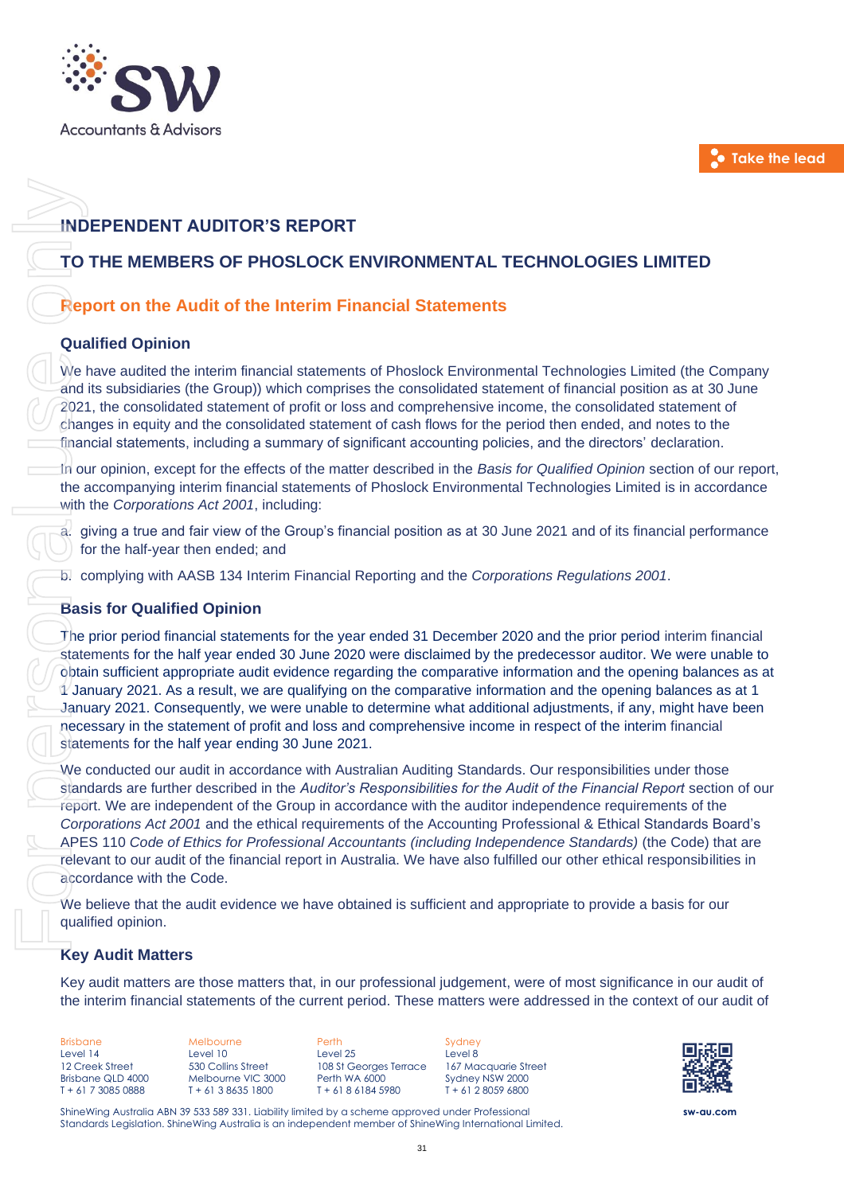# INDEPENDENT AUDITOR'S REPORT

# TO THE MEMBERS OF PHOSLOCK ENVIRONMENTAL TECHNOLOGIES LIMITED

## Report on the Audit of the Interim Financial Statements

### Qualified Opinion

We have audited the interim financial statements of Phoslock Environmental Technologies Limited (the Company and its subsidiaries (the Group)) which comprises the consolidated statement of financial position as at 30 June 2021, the consolidated statement of profit or loss and comprehensive income, the consolidated statement of changes in equity and the consolidated statement of cash flows for the period then ended, and notes to the financial statements, including a summary of significant accounting policies, and the directors' declaration.

In our opinion, except for the effects of the matter described in the *Basis for Qualified Opinion* section of our report, the accompanying interim financial statements of Phoslock Environmental Technologies Limited is in accordance with the *Corporations Act 2001*, including:

a. giving a true and fair view of the Group's financial position as at 30 June 2021 and of its financial performance for the half-year then ended; and

b. complying with AASB 134 Interim Financial Reporting and the *Corporations Regulations 2001*.

### Basis for Qualified Opinion

The prior period financial statements for the year ended 31 December 2020 and the prior period interim financial statements for the half year ended 30 June 2020 were disclaimed by the predecessor auditor. We were unable to obtain sufficient appropriate audit evidence regarding the comparative information and the opening balances as at 1 January 2021. As a result, we are qualifying on the comparative information and the opening balances as at 1 January 2021. Consequently, we were unable to determine what additional adjustments, if any, might have been necessary in the statement of profit and loss and comprehensive income in respect of the interim financial statements for the half year ending 30 June 2021.

We conducted our audit in accordance with Australian Auditing Standards. Our responsibilities under those standards are further described in the *Auditor's Responsibilities for the Audit of the Financial Report* section of our report. We are independent of the Group in accordance with the auditor independence requirements of the *Corporations Act 2001* and the ethical requirements of the Accounting Professional & Ethical Standards Board's APES 110 *Code of Ethics for Professional Accountants (including Independence Standards)* (the Code) that are relevant to our audit of the financial report in Australia. We have also fulfilled our other ethical responsibilities in accordance with the Code.

We believe that the audit evidence we have obtained is sufficient and appropriate to provide a basis for our qualified opinion.

### Key Audit Matters

Key audit matters are those matters that, in our professional judgement, were of most significance in our audit of the interim financial statements of the current period. These matters were addressed in the context of our audit of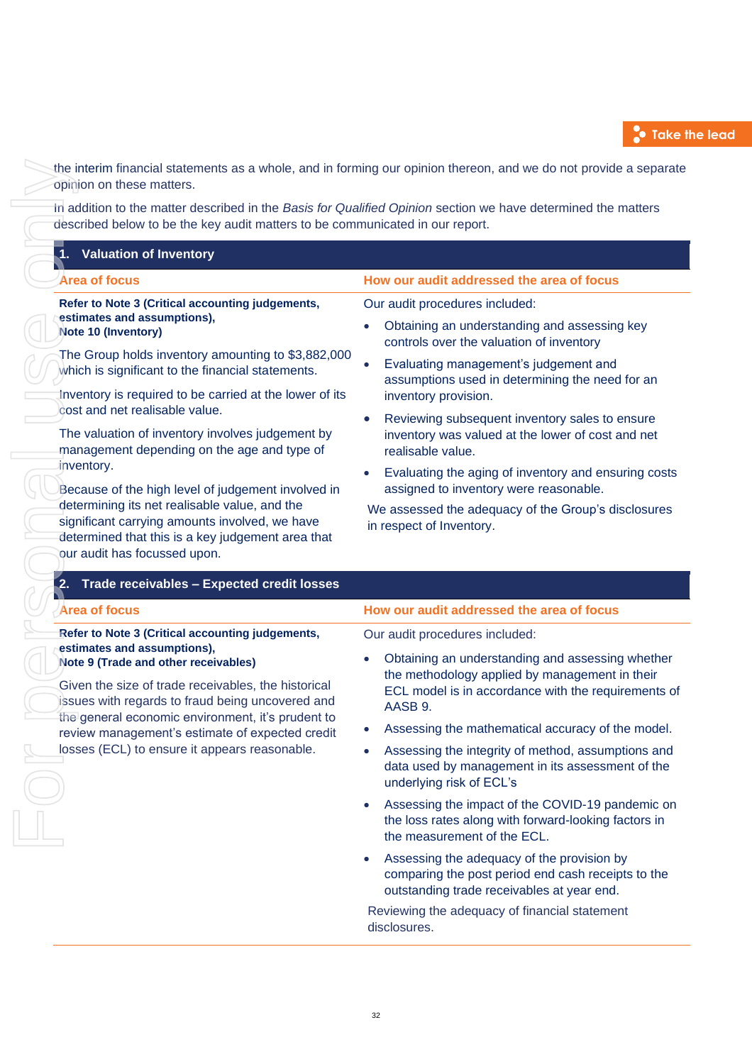the interim financial statements as a whole, and in forming our opinion thereon, and we do not provide a separate opinion on these matters.

In addition to the matter described in the *Basis for Qualified Opinion* section we have determined the matters described below to be the key audit matters to be communicated in our report.

### 1. Valuation of Inventory

| Area of focus | How our audit addressed the area of focus |
|---|---|
| **Refer to Note 3 (Critical accounting judgements, estimates and assumptions), Note 10 (Inventory)**<br><br>The Group holds inventory amounting to $3,882,000 which is significant to the financial statements.<br><br>Inventory is required to be carried at the lower of its cost and net realisable value.<br><br>The valuation of inventory involves judgement by management depending on the age and type of inventory.<br><br>Because of the high level of judgement involved in determining its net realisable value, and the significant carrying amounts involved, we have determined that this is a key judgement area that our audit has focussed upon. | Our audit procedures included:<br><br>• Obtaining an understanding and assessing key controls over the valuation of inventory<br>• Evaluating management's judgement and assumptions used in determining the need for an inventory provision.<br>• Reviewing subsequent inventory sales to ensure inventory was valued at the lower of cost and net realisable value.<br>• Evaluating the aging of inventory and ensuring costs assigned to inventory were reasonable.<br><br>We assessed the adequacy of the Group's disclosures in respect of Inventory. |

### 2. Trade receivables – Expected credit losses

| Area of focus | How our audit addressed the area of focus |
|---|---|
| **Refer to Note 3 (Critical accounting judgements, estimates and assumptions), Note 9 (Trade and other receivables)**<br><br>Given the size of trade receivables, the historical issues with regards to fraud being uncovered and the general economic environment, it's prudent to review management's estimate of expected credit losses (ECL) to ensure it appears reasonable. | Our audit procedures included:<br><br>• Obtaining an understanding and assessing whether the methodology applied by management in their ECL model is in accordance with the requirements of AASB 9.<br>• Assessing the mathematical accuracy of the model.<br>• Assessing the integrity of method, assumptions and data used by management in its assessment of the underlying risk of ECL's<br>• Assessing the impact of the COVID-19 pandemic on the loss rates along with forward-looking factors in the measurement of the ECL.<br>• Assessing the adequacy of the provision by comparing the post period end cash receipts to the outstanding trade receivables at year end.<br><br>Reviewing the adequacy of financial statement disclosures. |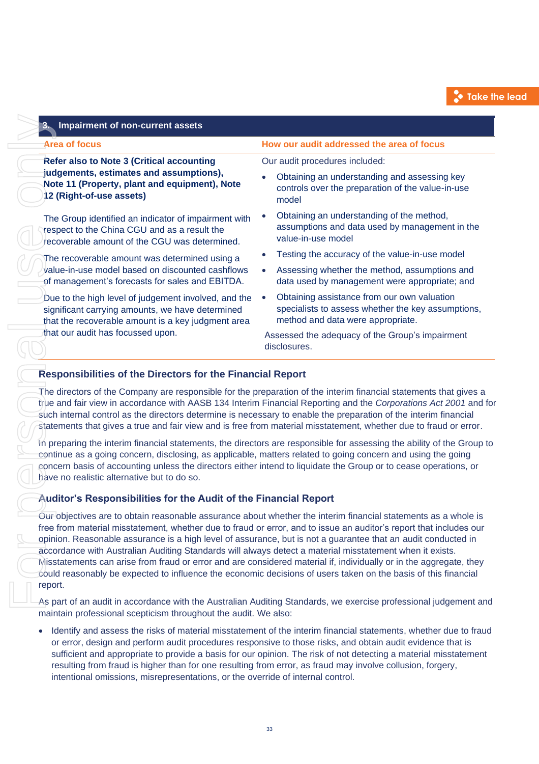| 3. Impairment of non-current assets | |
|---|---|
| **Area of focus** | **How our audit addressed the area of focus** |
| **Refer also to Note 3 (Critical accounting judgements, estimates and assumptions), Note 11 (Property, plant and equipment), Note 12 (Right-of-use assets)**<br><br>The Group identified an indicator of impairment with respect to the China CGU and as a result the recoverable amount of the CGU was determined.<br><br>The recoverable amount was determined using a value-in-use model based on discounted cashflows of management's forecasts for sales and EBITDA.<br><br>Due to the high level of judgement involved, and the significant carrying amounts, we have determined that the recoverable amount is a key judgment area that our audit has focussed upon. | Our audit procedures included:<br><br>• Obtaining an understanding and assessing key controls over the preparation of the value-in-use model<br>• Obtaining an understanding of the method, assumptions and data used by management in the value-in-use model<br>• Testing the accuracy of the value-in-use model<br>• Assessing whether the method, assumptions and data used by management were appropriate; and<br>• Obtaining assistance from our own valuation specialists to assess whether the key assumptions, method and data were appropriate.<br><br>Assessed the adequacy of the Group's impairment disclosures. |

## Responsibilities of the Directors for the Financial Report

The directors of the Company are responsible for the preparation of the interim financial statements that gives a true and fair view in accordance with AASB 134 Interim Financial Reporting and the *Corporations Act 2001* and for such internal control as the directors determine is necessary to enable the preparation of the interim financial statements that gives a true and fair view and is free from material misstatement, whether due to fraud or error.

In preparing the interim financial statements, the directors are responsible for assessing the ability of the Group to continue as a going concern, disclosing, as applicable, matters related to going concern and using the going concern basis of accounting unless the directors either intend to liquidate the Group or to cease operations, or have no realistic alternative but to do so.

## Auditor's Responsibilities for the Audit of the Financial Report

Our objectives are to obtain reasonable assurance about whether the interim financial statements as a whole is free from material misstatement, whether due to fraud or error, and to issue an auditor's report that includes our opinion. Reasonable assurance is a high level of assurance, but is not a guarantee that an audit conducted in accordance with Australian Auditing Standards will always detect a material misstatement when it exists. Misstatements can arise from fraud or error and are considered material if, individually or in the aggregate, they could reasonably be expected to influence the economic decisions of users taken on the basis of this financial report.

As part of an audit in accordance with the Australian Auditing Standards, we exercise professional judgement and maintain professional scepticism throughout the audit. We also:

- Identify and assess the risks of material misstatement of the interim financial statements, whether due to fraud or error, design and perform audit procedures responsive to those risks, and obtain audit evidence that is sufficient and appropriate to provide a basis for our opinion. The risk of not detecting a material misstatement resulting from fraud is higher than for one resulting from error, as fraud may involve collusion, forgery, intentional omissions, misrepresentations, or the override of internal control.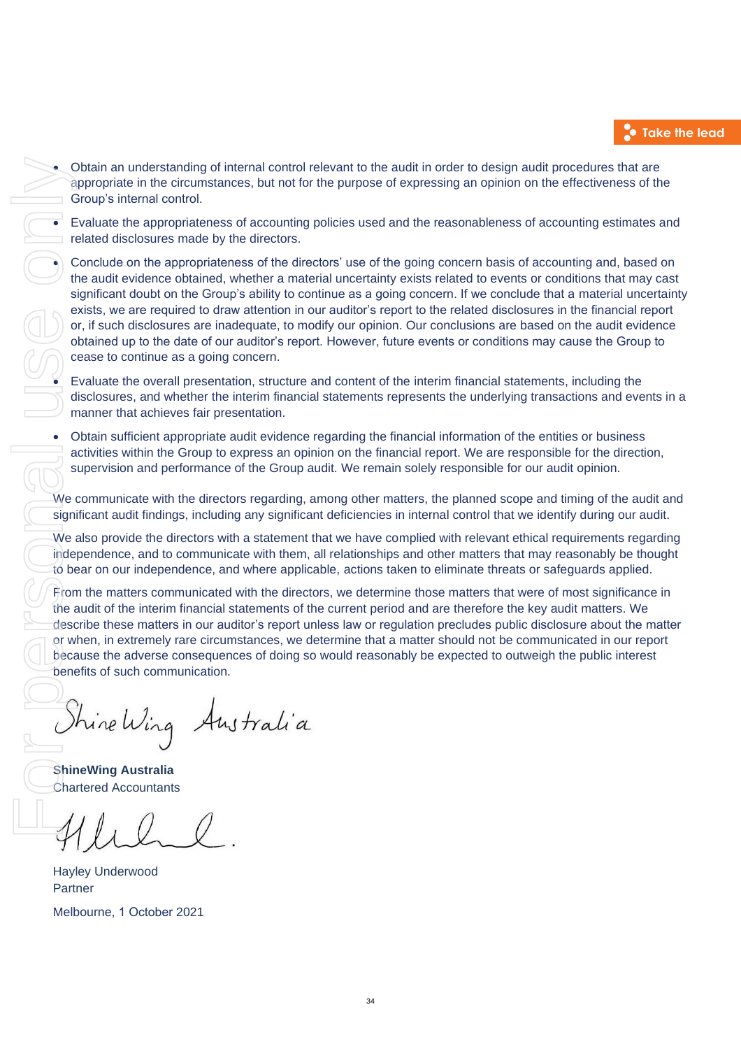- Obtain an understanding of internal control relevant to the audit in order to design audit procedures that are appropriate in the circumstances, but not for the purpose of expressing an opinion on the effectiveness of the Group's internal control.
- Evaluate the appropriateness of accounting policies used and the reasonableness of accounting estimates and related disclosures made by the directors.
- Conclude on the appropriateness of the directors' use of the going concern basis of accounting and, based on the audit evidence obtained, whether a material uncertainty exists related to events or conditions that may cast significant doubt on the Group's ability to continue as a going concern. If we conclude that a material uncertainty exists, we are required to draw attention in our auditor's report to the related disclosures in the financial report or, if such disclosures are inadequate, to modify our opinion. Our conclusions are based on the audit evidence obtained up to the date of our auditor's report. However, future events or conditions may cause the Group to cease to continue as a going concern.
- Evaluate the overall presentation, structure and content of the interim financial statements, including the disclosures, and whether the interim financial statements represents the underlying transactions and events in a manner that achieves fair presentation.
- Obtain sufficient appropriate audit evidence regarding the financial information of the entities or business activities within the Group to express an opinion on the financial report. We are responsible for the direction, supervision and performance of the Group audit. We remain solely responsible for our audit opinion.

We communicate with the directors regarding, among other matters, the planned scope and timing of the audit and significant audit findings, including any significant deficiencies in internal control that we identify during our audit.

We also provide the directors with a statement that we have complied with relevant ethical requirements regarding independence, and to communicate with them, all relationships and other matters that may reasonably be thought to bear on our independence, and where applicable, actions taken to eliminate threats or safeguards applied.

From the matters communicated with the directors, we determine those matters that were of most significance in the audit of the interim financial statements of the current period and are therefore the key audit matters. We describe these matters in our auditor's report unless law or regulation precludes public disclosure about the matter or when, in extremely rare circumstances, we determine that a matter should not be communicated in our report because the adverse consequences of doing so would reasonably be expected to outweigh the public interest benefits of such communication.

ShineWing Australia

**ShineWing Australia**
Chartered Accountants

Hayley Underwood
Partner

Melbourne, 1 October 2021